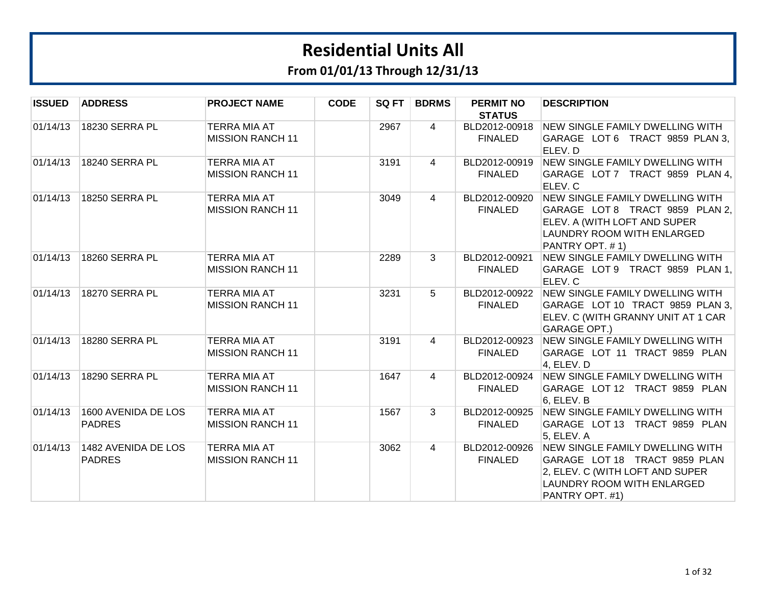# Residential Units All

## From 01/01/13 Through 12/31/13

| ISSUED | ADDRESS | PROJECT NAME | CODE | SQ FT | BDRMS | PERMIT NO STATUS | DESCRIPTION |
|---|---|---|---|---|---|---|---|
| 01/14/13 | 18230 SERRA PL | TERRA MIA AT MISSION RANCH 11 | | 2967 | 4 | BLD2012-00918 FINALED | NEW SINGLE FAMILY DWELLING WITH GARAGE LOT 6 TRACT 9859 PLAN 3, ELEV. D |
| 01/14/13 | 18240 SERRA PL | TERRA MIA AT MISSION RANCH 11 | | 3191 | 4 | BLD2012-00919 FINALED | NEW SINGLE FAMILY DWELLING WITH GARAGE LOT 7 TRACT 9859 PLAN 4, ELEV. C |
| 01/14/13 | 18250 SERRA PL | TERRA MIA AT MISSION RANCH 11 | | 3049 | 4 | BLD2012-00920 FINALED | NEW SINGLE FAMILY DWELLING WITH GARAGE LOT 8 TRACT 9859 PLAN 2, ELEV. A (WITH LOFT AND SUPER LAUNDRY ROOM WITH ENLARGED PANTRY OPT. # 1) |
| 01/14/13 | 18260 SERRA PL | TERRA MIA AT MISSION RANCH 11 | | 2289 | 3 | BLD2012-00921 FINALED | NEW SINGLE FAMILY DWELLING WITH GARAGE LOT 9 TRACT 9859 PLAN 1, ELEV. C |
| 01/14/13 | 18270 SERRA PL | TERRA MIA AT MISSION RANCH 11 | | 3231 | 5 | BLD2012-00922 FINALED | NEW SINGLE FAMILY DWELLING WITH GARAGE LOT 10 TRACT 9859 PLAN 3, ELEV. C (WITH GRANNY UNIT AT 1 CAR GARAGE OPT.) |
| 01/14/13 | 18280 SERRA PL | TERRA MIA AT MISSION RANCH 11 | | 3191 | 4 | BLD2012-00923 FINALED | NEW SINGLE FAMILY DWELLING WITH GARAGE LOT 11 TRACT 9859 PLAN 4, ELEV. D |
| 01/14/13 | 18290 SERRA PL | TERRA MIA AT MISSION RANCH 11 | | 1647 | 4 | BLD2012-00924 FINALED | NEW SINGLE FAMILY DWELLING WITH GARAGE LOT 12 TRACT 9859 PLAN 6, ELEV. B |
| 01/14/13 | 1600 AVENIDA DE LOS PADRES | TERRA MIA AT MISSION RANCH 11 | | 1567 | 3 | BLD2012-00925 FINALED | NEW SINGLE FAMILY DWELLING WITH GARAGE LOT 13 TRACT 9859 PLAN 5, ELEV. A |
| 01/14/13 | 1482 AVENIDA DE LOS PADRES | TERRA MIA AT MISSION RANCH 11 | | 3062 | 4 | BLD2012-00926 FINALED | NEW SINGLE FAMILY DWELLING WITH GARAGE LOT 18 TRACT 9859 PLAN 2, ELEV. C (WITH LOFT AND SUPER LAUNDRY ROOM WITH ENLARGED PANTRY OPT. #1) |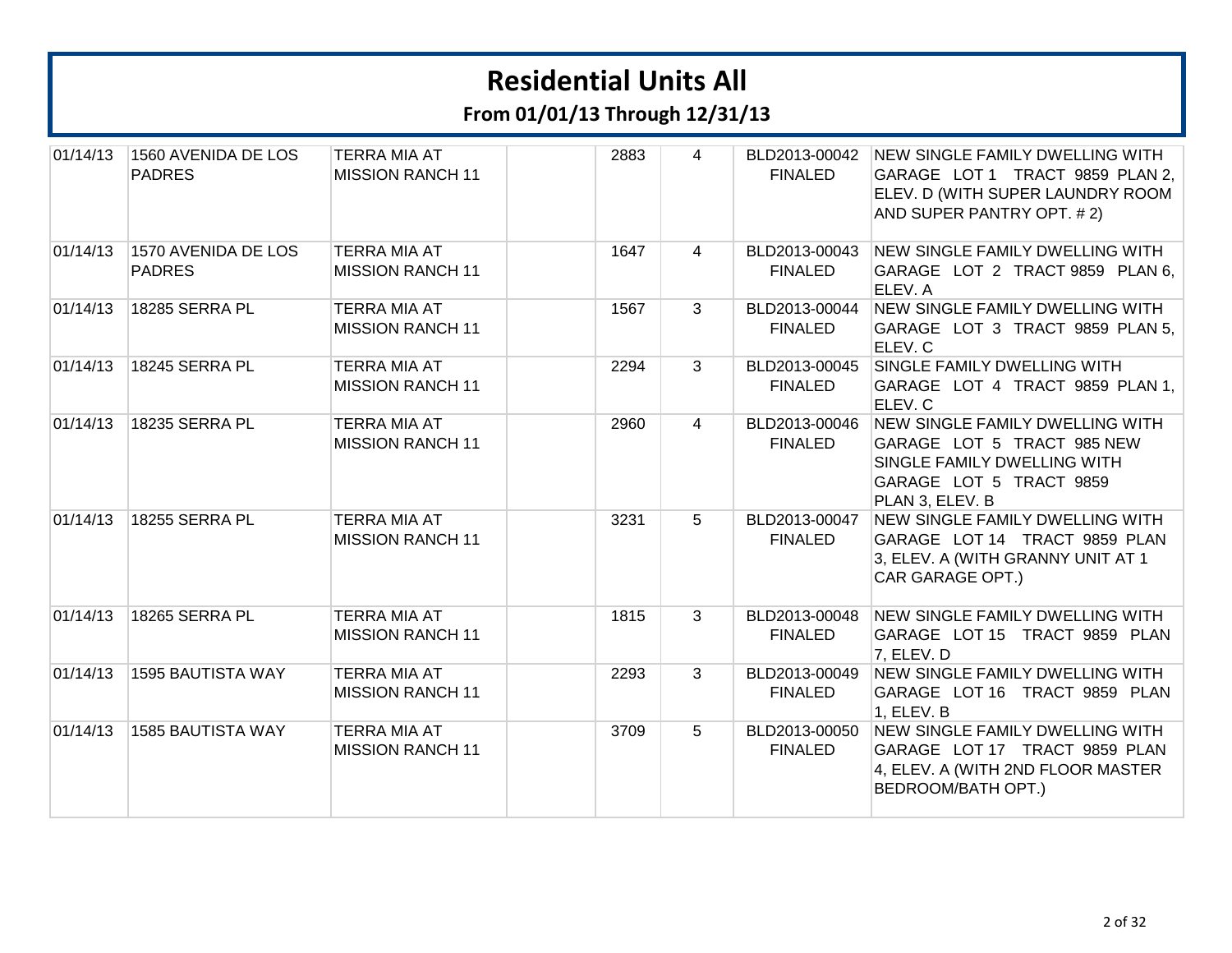# Residential Units All

## From 01/01/13 Through 12/31/13

| | | | | | | | |
|---|---|---|---|---|---|---|---|
| 01/14/13 | 1560 AVENIDA DE LOS PADRES | TERRA MIA AT MISSION RANCH 11 | | 2883 | 4 | BLD2013-00042 FINALED | NEW SINGLE FAMILY DWELLING WITH GARAGE LOT 1 TRACT 9859 PLAN 2, ELEV. D (WITH SUPER LAUNDRY ROOM AND SUPER PANTRY OPT. # 2) |
| 01/14/13 | 1570 AVENIDA DE LOS PADRES | TERRA MIA AT MISSION RANCH 11 | | 1647 | 4 | BLD2013-00043 FINALED | NEW SINGLE FAMILY DWELLING WITH GARAGE LOT 2 TRACT 9859 PLAN 6, ELEV. A |
| 01/14/13 | 18285 SERRA PL | TERRA MIA AT MISSION RANCH 11 | | 1567 | 3 | BLD2013-00044 FINALED | NEW SINGLE FAMILY DWELLING WITH GARAGE LOT 3 TRACT 9859 PLAN 5, ELEV. C |
| 01/14/13 | 18245 SERRA PL | TERRA MIA AT MISSION RANCH 11 | | 2294 | 3 | BLD2013-00045 FINALED | SINGLE FAMILY DWELLING WITH GARAGE LOT 4 TRACT 9859 PLAN 1, ELEV. C |
| 01/14/13 | 18235 SERRA PL | TERRA MIA AT MISSION RANCH 11 | | 2960 | 4 | BLD2013-00046 FINALED | NEW SINGLE FAMILY DWELLING WITH GARAGE LOT 5 TRACT 985 NEW SINGLE FAMILY DWELLING WITH GARAGE LOT 5 TRACT 9859 PLAN 3, ELEV. B |
| 01/14/13 | 18255 SERRA PL | TERRA MIA AT MISSION RANCH 11 | | 3231 | 5 | BLD2013-00047 FINALED | NEW SINGLE FAMILY DWELLING WITH GARAGE LOT 14 TRACT 9859 PLAN 3, ELEV. A (WITH GRANNY UNIT AT 1 CAR GARAGE OPT.) |
| 01/14/13 | 18265 SERRA PL | TERRA MIA AT MISSION RANCH 11 | | 1815 | 3 | BLD2013-00048 FINALED | NEW SINGLE FAMILY DWELLING WITH GARAGE LOT 15 TRACT 9859 PLAN 7, ELEV. D |
| 01/14/13 | 1595 BAUTISTA WAY | TERRA MIA AT MISSION RANCH 11 | | 2293 | 3 | BLD2013-00049 FINALED | NEW SINGLE FAMILY DWELLING WITH GARAGE LOT 16 TRACT 9859 PLAN 1, ELEV. B |
| 01/14/13 | 1585 BAUTISTA WAY | TERRA MIA AT MISSION RANCH 11 | | 3709 | 5 | BLD2013-00050 FINALED | NEW SINGLE FAMILY DWELLING WITH GARAGE LOT 17 TRACT 9859 PLAN 4, ELEV. A (WITH 2ND FLOOR MASTER BEDROOM/BATH OPT.) |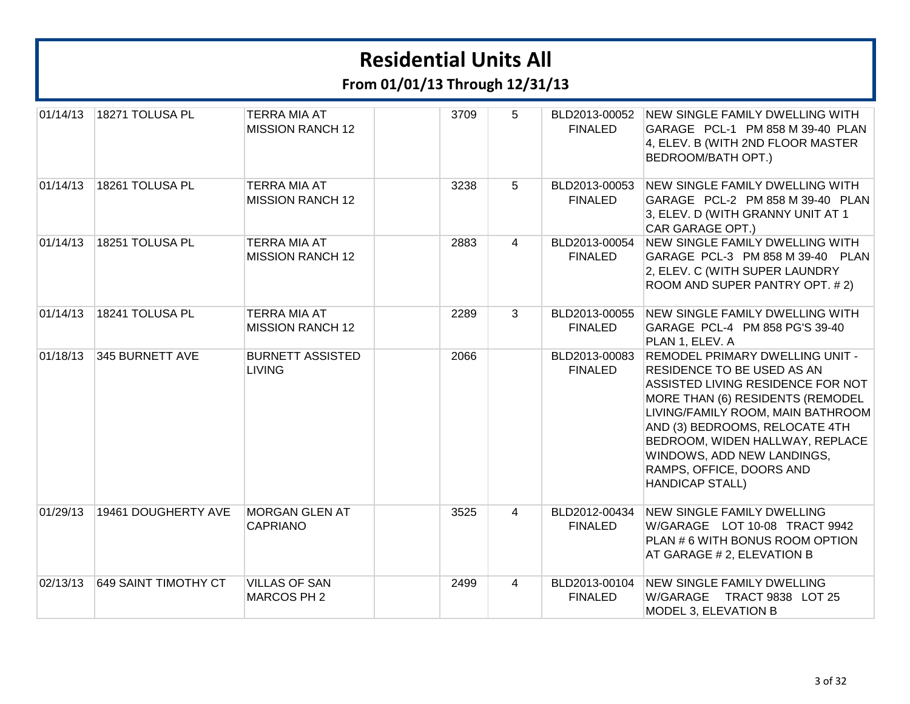# Residential Units All

## From 01/01/13 Through 12/31/13

| | | | | | | | |
|---|---|---|---|---|---|---|---|
| 01/14/13 | 18271 TOLUSA PL | TERRA MIA AT MISSION RANCH 12 | | 3709 | 5 | BLD2013-00052 FINALED | NEW SINGLE FAMILY DWELLING WITH GARAGE PCL-1 PM 858 M 39-40 PLAN 4, ELEV. B (WITH 2ND FLOOR MASTER BEDROOM/BATH OPT.) |
| 01/14/13 | 18261 TOLUSA PL | TERRA MIA AT MISSION RANCH 12 | | 3238 | 5 | BLD2013-00053 FINALED | NEW SINGLE FAMILY DWELLING WITH GARAGE PCL-2 PM 858 M 39-40 PLAN 3, ELEV. D (WITH GRANNY UNIT AT 1 CAR GARAGE OPT.) |
| 01/14/13 | 18251 TOLUSA PL | TERRA MIA AT MISSION RANCH 12 | | 2883 | 4 | BLD2013-00054 FINALED | NEW SINGLE FAMILY DWELLING WITH GARAGE PCL-3 PM 858 M 39-40 PLAN 2, ELEV. C (WITH SUPER LAUNDRY ROOM AND SUPER PANTRY OPT. # 2) |
| 01/14/13 | 18241 TOLUSA PL | TERRA MIA AT MISSION RANCH 12 | | 2289 | 3 | BLD2013-00055 FINALED | NEW SINGLE FAMILY DWELLING WITH GARAGE PCL-4 PM 858 PG'S 39-40 PLAN 1, ELEV. A |
| 01/18/13 | 345 BURNETT AVE | BURNETT ASSISTED LIVING | | 2066 | | BLD2013-00083 FINALED | REMODEL PRIMARY DWELLING UNIT - RESIDENCE TO BE USED AS AN ASSISTED LIVING RESIDENCE FOR NOT MORE THAN (6) RESIDENTS (REMODEL LIVING/FAMILY ROOM, MAIN BATHROOM AND (3) BEDROOMS, RELOCATE 4TH BEDROOM, WIDEN HALLWAY, REPLACE WINDOWS, ADD NEW LANDINGS, RAMPS, OFFICE, DOORS AND HANDICAP STALL) |
| 01/29/13 | 19461 DOUGHERTY AVE | MORGAN GLEN AT CAPRIANO | | 3525 | 4 | BLD2012-00434 FINALED | NEW SINGLE FAMILY DWELLING W/GARAGE LOT 10-08 TRACT 9942 PLAN # 6 WITH BONUS ROOM OPTION AT GARAGE # 2, ELEVATION B |
| 02/13/13 | 649 SAINT TIMOTHY CT | VILLAS OF SAN MARCOS PH 2 | | 2499 | 4 | BLD2013-00104 FINALED | NEW SINGLE FAMILY DWELLING W/GARAGE TRACT 9838 LOT 25 MODEL 3, ELEVATION B |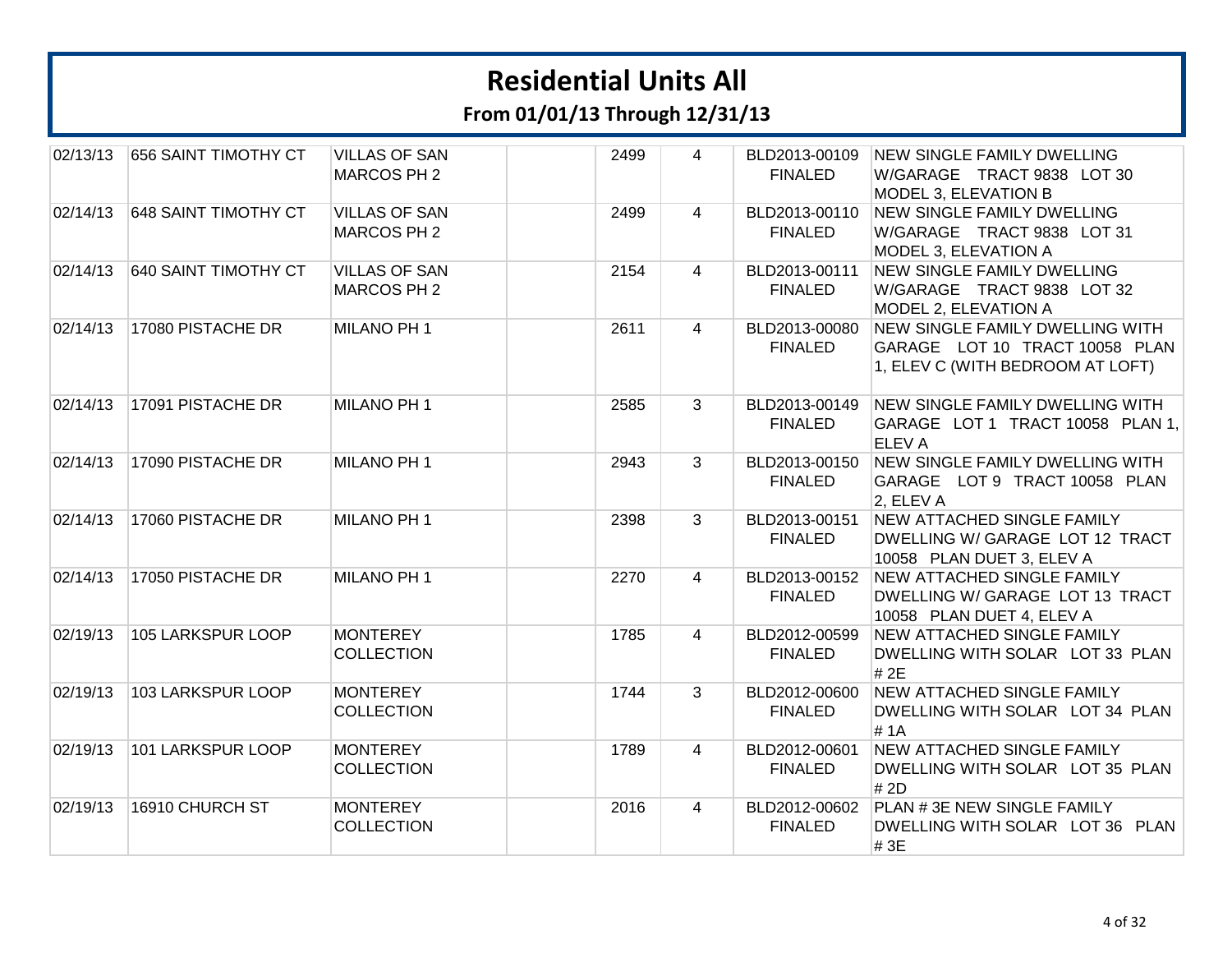# Residential Units All

## From 01/01/13 Through 12/31/13

| | | | | | | | |
|---|---|---|---|---|---|---|---|
| 02/13/13 | 656 SAINT TIMOTHY CT | VILLAS OF SAN MARCOS PH 2 | | 2499 | 4 | BLD2013-00109 FINALED | NEW SINGLE FAMILY DWELLING W/GARAGE TRACT 9838 LOT 30 MODEL 3, ELEVATION B |
| 02/14/13 | 648 SAINT TIMOTHY CT | VILLAS OF SAN MARCOS PH 2 | | 2499 | 4 | BLD2013-00110 FINALED | NEW SINGLE FAMILY DWELLING W/GARAGE TRACT 9838 LOT 31 MODEL 3, ELEVATION A |
| 02/14/13 | 640 SAINT TIMOTHY CT | VILLAS OF SAN MARCOS PH 2 | | 2154 | 4 | BLD2013-00111 FINALED | NEW SINGLE FAMILY DWELLING W/GARAGE TRACT 9838 LOT 32 MODEL 2, ELEVATION A |
| 02/14/13 | 17080 PISTACHE DR | MILANO PH 1 | | 2611 | 4 | BLD2013-00080 FINALED | NEW SINGLE FAMILY DWELLING WITH GARAGE LOT 10 TRACT 10058 PLAN 1, ELEV C (WITH BEDROOM AT LOFT) |
| 02/14/13 | 17091 PISTACHE DR | MILANO PH 1 | | 2585 | 3 | BLD2013-00149 FINALED | NEW SINGLE FAMILY DWELLING WITH GARAGE LOT 1 TRACT 10058 PLAN 1, ELEV A |
| 02/14/13 | 17090 PISTACHE DR | MILANO PH 1 | | 2943 | 3 | BLD2013-00150 FINALED | NEW SINGLE FAMILY DWELLING WITH GARAGE LOT 9 TRACT 10058 PLAN 2, ELEV A |
| 02/14/13 | 17060 PISTACHE DR | MILANO PH 1 | | 2398 | 3 | BLD2013-00151 FINALED | NEW ATTACHED SINGLE FAMILY DWELLING W/ GARAGE LOT 12 TRACT 10058 PLAN DUET 3, ELEV A |
| 02/14/13 | 17050 PISTACHE DR | MILANO PH 1 | | 2270 | 4 | BLD2013-00152 FINALED | NEW ATTACHED SINGLE FAMILY DWELLING W/ GARAGE LOT 13 TRACT 10058 PLAN DUET 4, ELEV A |
| 02/19/13 | 105 LARKSPUR LOOP | MONTEREY COLLECTION | | 1785 | 4 | BLD2012-00599 FINALED | NEW ATTACHED SINGLE FAMILY DWELLING WITH SOLAR LOT 33 PLAN # 2E |
| 02/19/13 | 103 LARKSPUR LOOP | MONTEREY COLLECTION | | 1744 | 3 | BLD2012-00600 FINALED | NEW ATTACHED SINGLE FAMILY DWELLING WITH SOLAR LOT 34 PLAN # 1A |
| 02/19/13 | 101 LARKSPUR LOOP | MONTEREY COLLECTION | | 1789 | 4 | BLD2012-00601 FINALED | NEW ATTACHED SINGLE FAMILY DWELLING WITH SOLAR LOT 35 PLAN # 2D |
| 02/19/13 | 16910 CHURCH ST | MONTEREY COLLECTION | | 2016 | 4 | BLD2012-00602 FINALED | PLAN # 3E NEW SINGLE FAMILY DWELLING WITH SOLAR LOT 36 PLAN # 3E |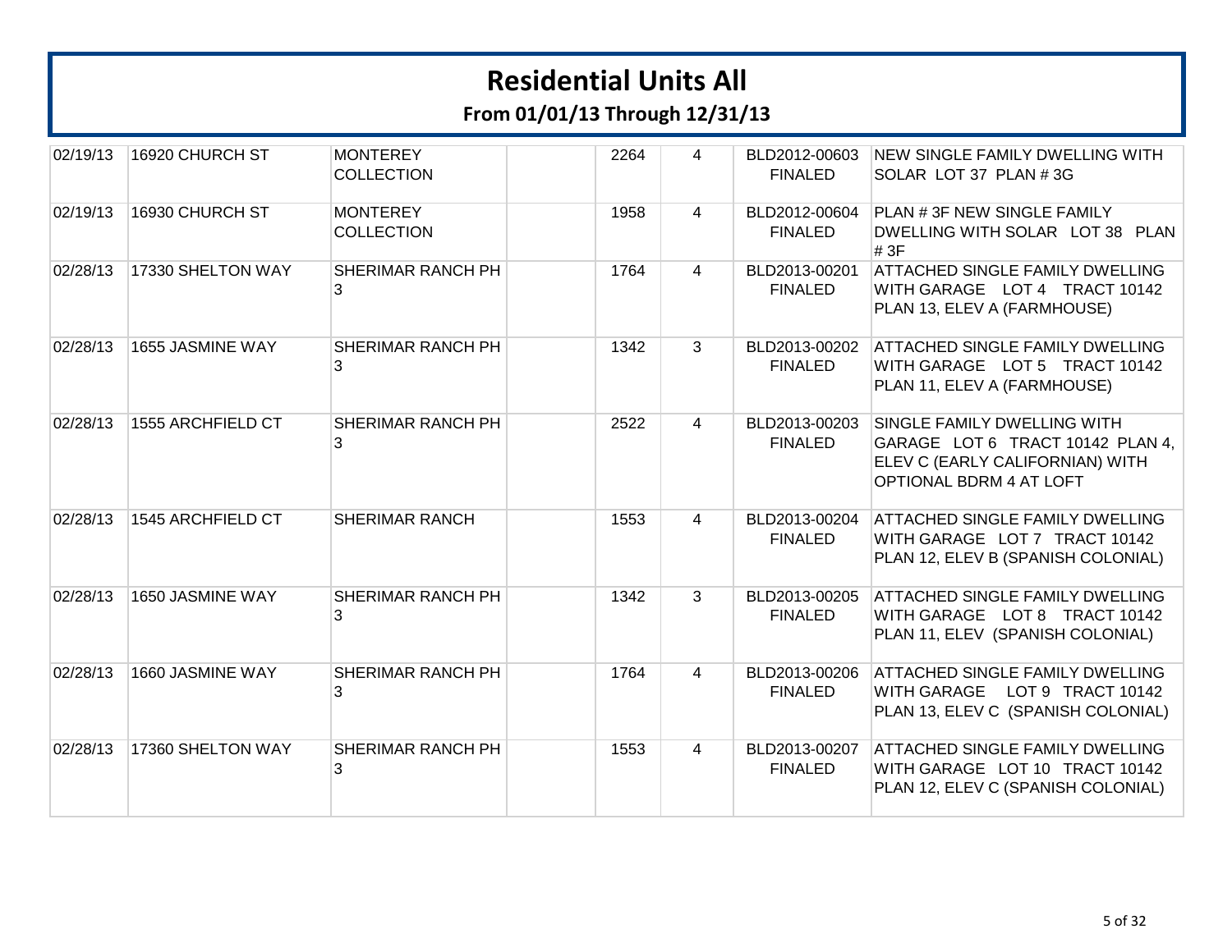# Residential Units All

## From 01/01/13 Through 12/31/13

| | | | | | | | |
|---|---|---|---|---|---|---|---|
| 02/19/13 | 16920 CHURCH ST | MONTEREY COLLECTION | | 2264 | 4 | BLD2012-00603 FINALED | NEW SINGLE FAMILY DWELLING WITH SOLAR LOT 37 PLAN # 3G |
| 02/19/13 | 16930 CHURCH ST | MONTEREY COLLECTION | | 1958 | 4 | BLD2012-00604 FINALED | PLAN # 3F NEW SINGLE FAMILY DWELLING WITH SOLAR LOT 38 PLAN # 3F |
| 02/28/13 | 17330 SHELTON WAY | SHERIMAR RANCH PH 3 | | 1764 | 4 | BLD2013-00201 FINALED | ATTACHED SINGLE FAMILY DWELLING WITH GARAGE LOT 4 TRACT 10142 PLAN 13, ELEV A (FARMHOUSE) |
| 02/28/13 | 1655 JASMINE WAY | SHERIMAR RANCH PH 3 | | 1342 | 3 | BLD2013-00202 FINALED | ATTACHED SINGLE FAMILY DWELLING WITH GARAGE LOT 5 TRACT 10142 PLAN 11, ELEV A (FARMHOUSE) |
| 02/28/13 | 1555 ARCHFIELD CT | SHERIMAR RANCH PH 3 | | 2522 | 4 | BLD2013-00203 FINALED | SINGLE FAMILY DWELLING WITH GARAGE LOT 6 TRACT 10142 PLAN 4, ELEV C (EARLY CALIFORNIAN) WITH OPTIONAL BDRM 4 AT LOFT |
| 02/28/13 | 1545 ARCHFIELD CT | SHERIMAR RANCH | | 1553 | 4 | BLD2013-00204 FINALED | ATTACHED SINGLE FAMILY DWELLING WITH GARAGE LOT 7 TRACT 10142 PLAN 12, ELEV B (SPANISH COLONIAL) |
| 02/28/13 | 1650 JASMINE WAY | SHERIMAR RANCH PH 3 | | 1342 | 3 | BLD2013-00205 FINALED | ATTACHED SINGLE FAMILY DWELLING WITH GARAGE LOT 8 TRACT 10142 PLAN 11, ELEV (SPANISH COLONIAL) |
| 02/28/13 | 1660 JASMINE WAY | SHERIMAR RANCH PH 3 | | 1764 | 4 | BLD2013-00206 FINALED | ATTACHED SINGLE FAMILY DWELLING WITH GARAGE LOT 9 TRACT 10142 PLAN 13, ELEV C (SPANISH COLONIAL) |
| 02/28/13 | 17360 SHELTON WAY | SHERIMAR RANCH PH 3 | | 1553 | 4 | BLD2013-00207 FINALED | ATTACHED SINGLE FAMILY DWELLING WITH GARAGE LOT 10 TRACT 10142 PLAN 12, ELEV C (SPANISH COLONIAL) |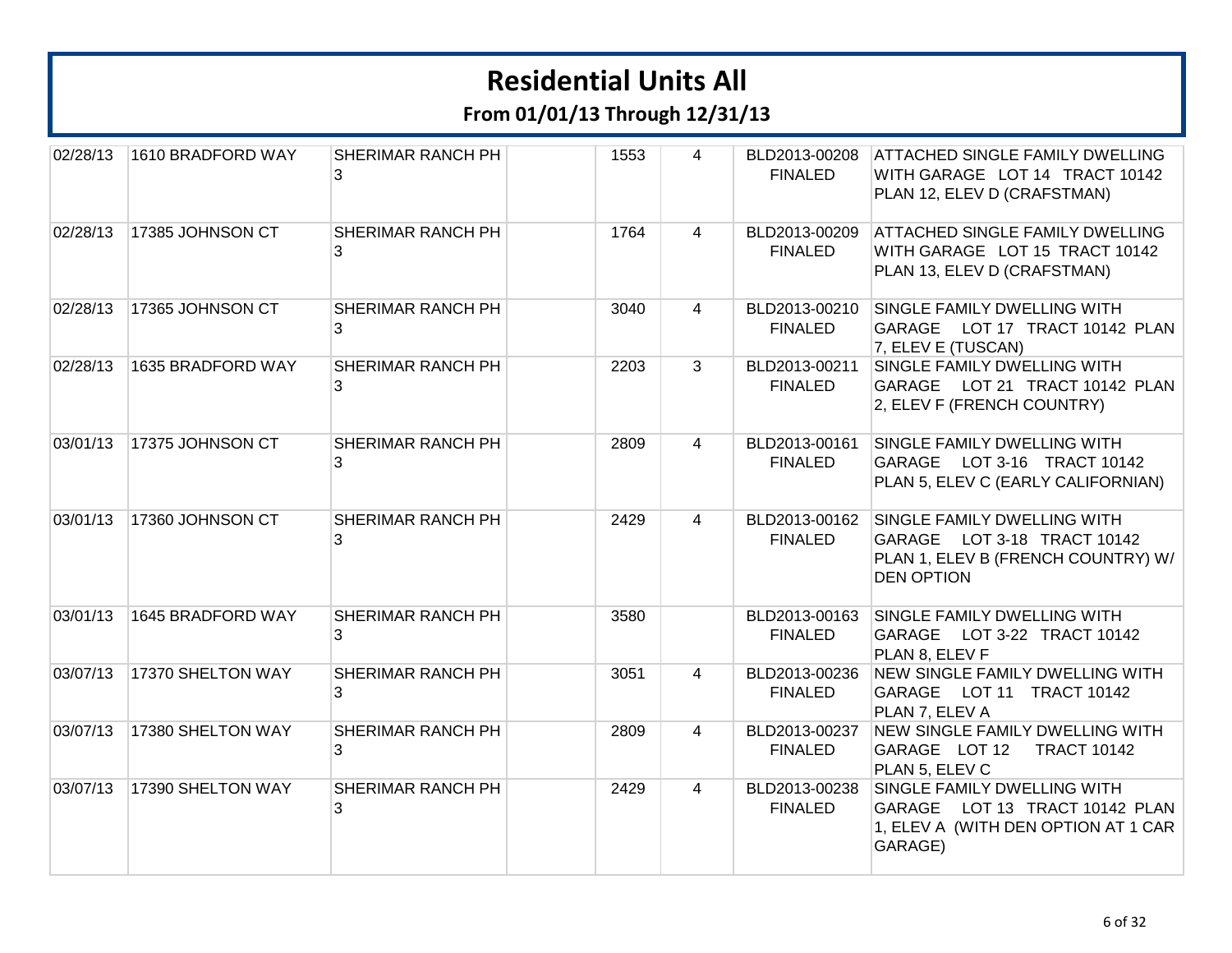# Residential Units All

## From 01/01/13 Through 12/31/13

| | | | | | | | |
|---|---|---|---|---|---|---|---|
| 02/28/13 | 1610 BRADFORD WAY | SHERIMAR RANCH PH 3 | | 1553 | 4 | BLD2013-00208 FINALED | ATTACHED SINGLE FAMILY DWELLING WITH GARAGE LOT 14 TRACT 10142 PLAN 12, ELEV D (CRAFSTMAN) |
| 02/28/13 | 17385 JOHNSON CT | SHERIMAR RANCH PH 3 | | 1764 | 4 | BLD2013-00209 FINALED | ATTACHED SINGLE FAMILY DWELLING WITH GARAGE LOT 15 TRACT 10142 PLAN 13, ELEV D (CRAFSTMAN) |
| 02/28/13 | 17365 JOHNSON CT | SHERIMAR RANCH PH 3 | | 3040 | 4 | BLD2013-00210 FINALED | SINGLE FAMILY DWELLING WITH GARAGE LOT 17 TRACT 10142 PLAN 7, ELEV E (TUSCAN) |
| 02/28/13 | 1635 BRADFORD WAY | SHERIMAR RANCH PH 3 | | 2203 | 3 | BLD2013-00211 FINALED | SINGLE FAMILY DWELLING WITH GARAGE LOT 21 TRACT 10142 PLAN 2, ELEV F (FRENCH COUNTRY) |
| 03/01/13 | 17375 JOHNSON CT | SHERIMAR RANCH PH 3 | | 2809 | 4 | BLD2013-00161 FINALED | SINGLE FAMILY DWELLING WITH GARAGE LOT 3-16 TRACT 10142 PLAN 5, ELEV C (EARLY CALIFORNIAN) |
| 03/01/13 | 17360 JOHNSON CT | SHERIMAR RANCH PH 3 | | 2429 | 4 | BLD2013-00162 FINALED | SINGLE FAMILY DWELLING WITH GARAGE LOT 3-18 TRACT 10142 PLAN 1, ELEV B (FRENCH COUNTRY) W/ DEN OPTION |
| 03/01/13 | 1645 BRADFORD WAY | SHERIMAR RANCH PH 3 | | 3580 | | BLD2013-00163 FINALED | SINGLE FAMILY DWELLING WITH GARAGE LOT 3-22 TRACT 10142 PLAN 8, ELEV F |
| 03/07/13 | 17370 SHELTON WAY | SHERIMAR RANCH PH 3 | | 3051 | 4 | BLD2013-00236 FINALED | NEW SINGLE FAMILY DWELLING WITH GARAGE LOT 11 TRACT 10142 PLAN 7, ELEV A |
| 03/07/13 | 17380 SHELTON WAY | SHERIMAR RANCH PH 3 | | 2809 | 4 | BLD2013-00237 FINALED | NEW SINGLE FAMILY DWELLING WITH GARAGE LOT 12 TRACT 10142 PLAN 5, ELEV C |
| 03/07/13 | 17390 SHELTON WAY | SHERIMAR RANCH PH 3 | | 2429 | 4 | BLD2013-00238 FINALED | SINGLE FAMILY DWELLING WITH GARAGE LOT 13 TRACT 10142 PLAN 1, ELEV A (WITH DEN OPTION AT 1 CAR GARAGE) |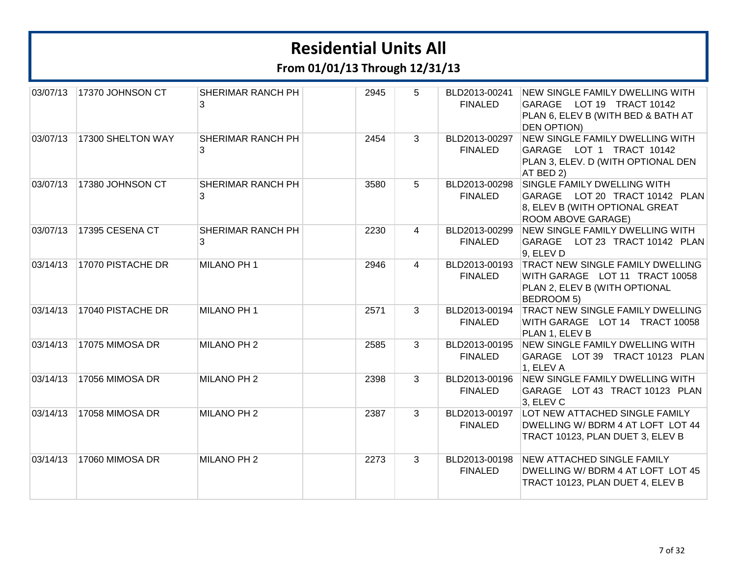# Residential Units All

## From 01/01/13 Through 12/31/13

| | | | | | | | |
|---|---|---|---|---|---|---|---|
| 03/07/13 | 17370 JOHNSON CT | SHERIMAR RANCH PH 3 | | 2945 | 5 | BLD2013-00241 FINALED | NEW SINGLE FAMILY DWELLING WITH GARAGE LOT 19 TRACT 10142 PLAN 6, ELEV B (WITH BED & BATH AT DEN OPTION) |
| 03/07/13 | 17300 SHELTON WAY | SHERIMAR RANCH PH 3 | | 2454 | 3 | BLD2013-00297 FINALED | NEW SINGLE FAMILY DWELLING WITH GARAGE LOT 1 TRACT 10142 PLAN 3, ELEV. D (WITH OPTIONAL DEN AT BED 2) |
| 03/07/13 | 17380 JOHNSON CT | SHERIMAR RANCH PH 3 | | 3580 | 5 | BLD2013-00298 FINALED | SINGLE FAMILY DWELLING WITH GARAGE LOT 20 TRACT 10142 PLAN 8, ELEV B (WITH OPTIONAL GREAT ROOM ABOVE GARAGE) |
| 03/07/13 | 17395 CESENA CT | SHERIMAR RANCH PH 3 | | 2230 | 4 | BLD2013-00299 FINALED | NEW SINGLE FAMILY DWELLING WITH GARAGE LOT 23 TRACT 10142 PLAN 9, ELEV D |
| 03/14/13 | 17070 PISTACHE DR | MILANO PH 1 | | 2946 | 4 | BLD2013-00193 FINALED | TRACT NEW SINGLE FAMILY DWELLING WITH GARAGE LOT 11 TRACT 10058 PLAN 2, ELEV B (WITH OPTIONAL BEDROOM 5) |
| 03/14/13 | 17040 PISTACHE DR | MILANO PH 1 | | 2571 | 3 | BLD2013-00194 FINALED | TRACT NEW SINGLE FAMILY DWELLING WITH GARAGE LOT 14 TRACT 10058 PLAN 1, ELEV B |
| 03/14/13 | 17075 MIMOSA DR | MILANO PH 2 | | 2585 | 3 | BLD2013-00195 FINALED | NEW SINGLE FAMILY DWELLING WITH GARAGE LOT 39 TRACT 10123 PLAN 1, ELEV A |
| 03/14/13 | 17056 MIMOSA DR | MILANO PH 2 | | 2398 | 3 | BLD2013-00196 FINALED | NEW SINGLE FAMILY DWELLING WITH GARAGE LOT 43 TRACT 10123 PLAN 3, ELEV C |
| 03/14/13 | 17058 MIMOSA DR | MILANO PH 2 | | 2387 | 3 | BLD2013-00197 FINALED | LOT NEW ATTACHED SINGLE FAMILY DWELLING W/ BDRM 4 AT LOFT LOT 44 TRACT 10123, PLAN DUET 3, ELEV B |
| 03/14/13 | 17060 MIMOSA DR | MILANO PH 2 | | 2273 | 3 | BLD2013-00198 FINALED | NEW ATTACHED SINGLE FAMILY DWELLING W/ BDRM 4 AT LOFT LOT 45 TRACT 10123, PLAN DUET 4, ELEV B |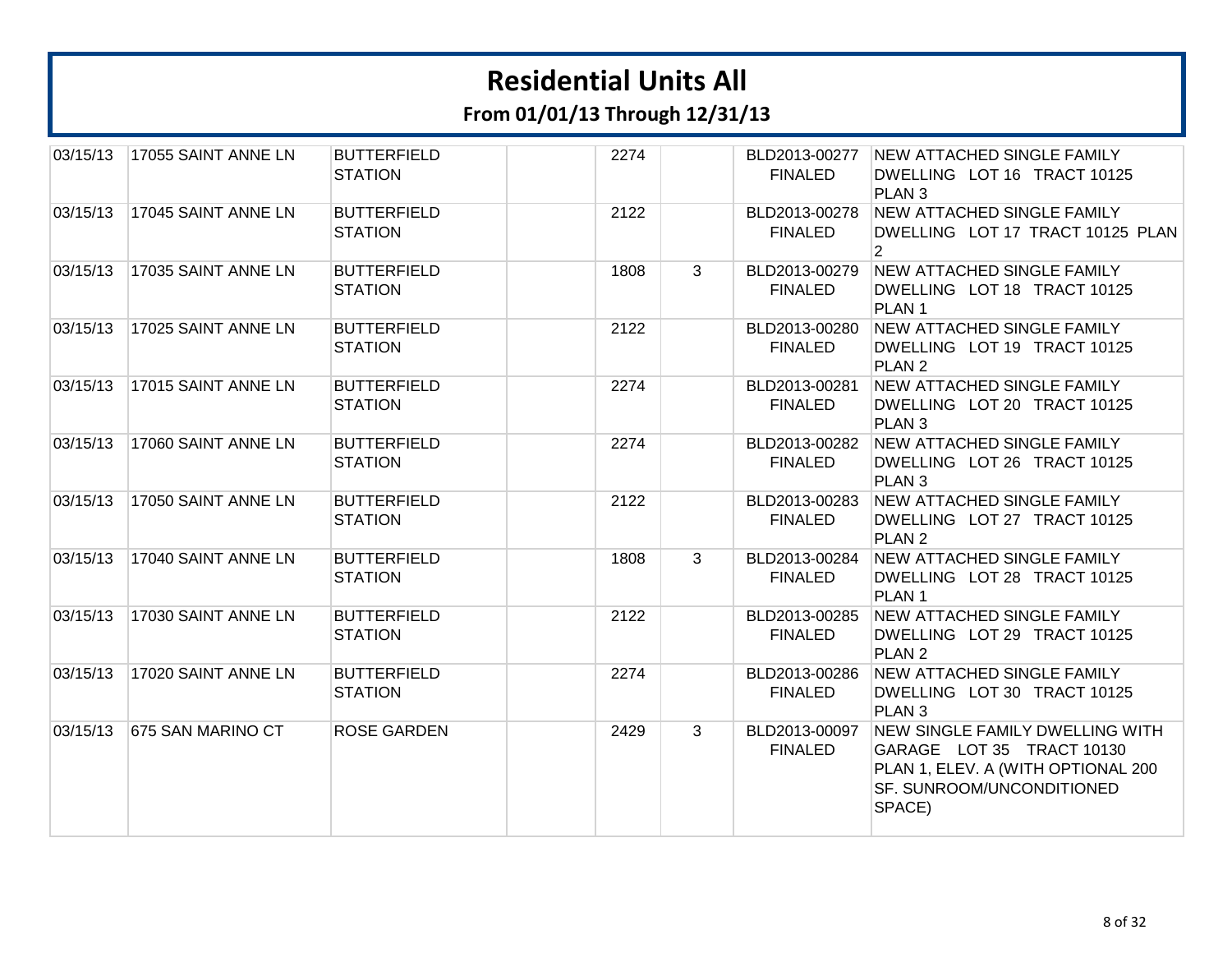# Residential Units All

## From 01/01/13 Through 12/31/13

| | | | | | | | |
|---|---|---|---|---|---|---|---|
| 03/15/13 | 17055 SAINT ANNE LN | BUTTERFIELD STATION | | 2274 | | BLD2013-00277 FINALED | NEW ATTACHED SINGLE FAMILY DWELLING LOT 16 TRACT 10125 PLAN 3 |
| 03/15/13 | 17045 SAINT ANNE LN | BUTTERFIELD STATION | | 2122 | | BLD2013-00278 FINALED | NEW ATTACHED SINGLE FAMILY DWELLING LOT 17 TRACT 10125 PLAN 2 |
| 03/15/13 | 17035 SAINT ANNE LN | BUTTERFIELD STATION | | 1808 | 3 | BLD2013-00279 FINALED | NEW ATTACHED SINGLE FAMILY DWELLING LOT 18 TRACT 10125 PLAN 1 |
| 03/15/13 | 17025 SAINT ANNE LN | BUTTERFIELD STATION | | 2122 | | BLD2013-00280 FINALED | NEW ATTACHED SINGLE FAMILY DWELLING LOT 19 TRACT 10125 PLAN 2 |
| 03/15/13 | 17015 SAINT ANNE LN | BUTTERFIELD STATION | | 2274 | | BLD2013-00281 FINALED | NEW ATTACHED SINGLE FAMILY DWELLING LOT 20 TRACT 10125 PLAN 3 |
| 03/15/13 | 17060 SAINT ANNE LN | BUTTERFIELD STATION | | 2274 | | BLD2013-00282 FINALED | NEW ATTACHED SINGLE FAMILY DWELLING LOT 26 TRACT 10125 PLAN 3 |
| 03/15/13 | 17050 SAINT ANNE LN | BUTTERFIELD STATION | | 2122 | | BLD2013-00283 FINALED | NEW ATTACHED SINGLE FAMILY DWELLING LOT 27 TRACT 10125 PLAN 2 |
| 03/15/13 | 17040 SAINT ANNE LN | BUTTERFIELD STATION | | 1808 | 3 | BLD2013-00284 FINALED | NEW ATTACHED SINGLE FAMILY DWELLING LOT 28 TRACT 10125 PLAN 1 |
| 03/15/13 | 17030 SAINT ANNE LN | BUTTERFIELD STATION | | 2122 | | BLD2013-00285 FINALED | NEW ATTACHED SINGLE FAMILY DWELLING LOT 29 TRACT 10125 PLAN 2 |
| 03/15/13 | 17020 SAINT ANNE LN | BUTTERFIELD STATION | | 2274 | | BLD2013-00286 FINALED | NEW ATTACHED SINGLE FAMILY DWELLING LOT 30 TRACT 10125 PLAN 3 |
| 03/15/13 | 675 SAN MARINO CT | ROSE GARDEN | | 2429 | 3 | BLD2013-00097 FINALED | NEW SINGLE FAMILY DWELLING WITH GARAGE LOT 35 TRACT 10130 PLAN 1, ELEV. A (WITH OPTIONAL 200 SF. SUNROOM/UNCONDITIONED SPACE) |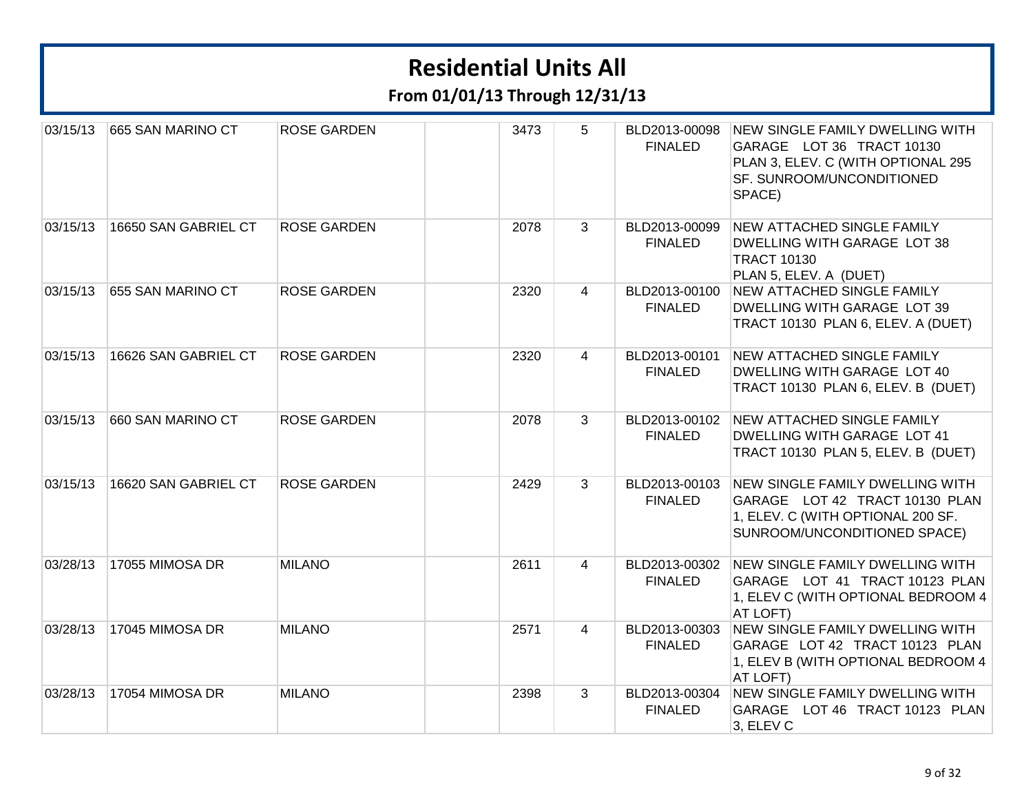# Residential Units All

**From 01/01/13 Through 12/31/13**

| | | | | | | | |
|---|---|---|---|---|---|---|---|
| 03/15/13 | 665 SAN MARINO CT | ROSE GARDEN | | 3473 | 5 | BLD2013-00098 FINALED | NEW SINGLE FAMILY DWELLING WITH GARAGE LOT 36 TRACT 10130 PLAN 3, ELEV. C (WITH OPTIONAL 295 SF. SUNROOM/UNCONDITIONED SPACE) |
| 03/15/13 | 16650 SAN GABRIEL CT | ROSE GARDEN | | 2078 | 3 | BLD2013-00099 FINALED | NEW ATTACHED SINGLE FAMILY DWELLING WITH GARAGE LOT 38 TRACT 10130 PLAN 5, ELEV. A (DUET) |
| 03/15/13 | 655 SAN MARINO CT | ROSE GARDEN | | 2320 | 4 | BLD2013-00100 FINALED | NEW ATTACHED SINGLE FAMILY DWELLING WITH GARAGE LOT 39 TRACT 10130 PLAN 6, ELEV. A (DUET) |
| 03/15/13 | 16626 SAN GABRIEL CT | ROSE GARDEN | | 2320 | 4 | BLD2013-00101 FINALED | NEW ATTACHED SINGLE FAMILY DWELLING WITH GARAGE LOT 40 TRACT 10130 PLAN 6, ELEV. B (DUET) |
| 03/15/13 | 660 SAN MARINO CT | ROSE GARDEN | | 2078 | 3 | BLD2013-00102 FINALED | NEW ATTACHED SINGLE FAMILY DWELLING WITH GARAGE LOT 41 TRACT 10130 PLAN 5, ELEV. B (DUET) |
| 03/15/13 | 16620 SAN GABRIEL CT | ROSE GARDEN | | 2429 | 3 | BLD2013-00103 FINALED | NEW SINGLE FAMILY DWELLING WITH GARAGE LOT 42 TRACT 10130 PLAN 1, ELEV. C (WITH OPTIONAL 200 SF. SUNROOM/UNCONDITIONED SPACE) |
| 03/28/13 | 17055 MIMOSA DR | MILANO | | 2611 | 4 | BLD2013-00302 FINALED | NEW SINGLE FAMILY DWELLING WITH GARAGE LOT 41 TRACT 10123 PLAN 1, ELEV C (WITH OPTIONAL BEDROOM 4 AT LOFT) |
| 03/28/13 | 17045 MIMOSA DR | MILANO | | 2571 | 4 | BLD2013-00303 FINALED | NEW SINGLE FAMILY DWELLING WITH GARAGE LOT 42 TRACT 10123 PLAN 1, ELEV B (WITH OPTIONAL BEDROOM 4 AT LOFT) |
| 03/28/13 | 17054 MIMOSA DR | MILANO | | 2398 | 3 | BLD2013-00304 FINALED | NEW SINGLE FAMILY DWELLING WITH GARAGE LOT 46 TRACT 10123 PLAN 3, ELEV C |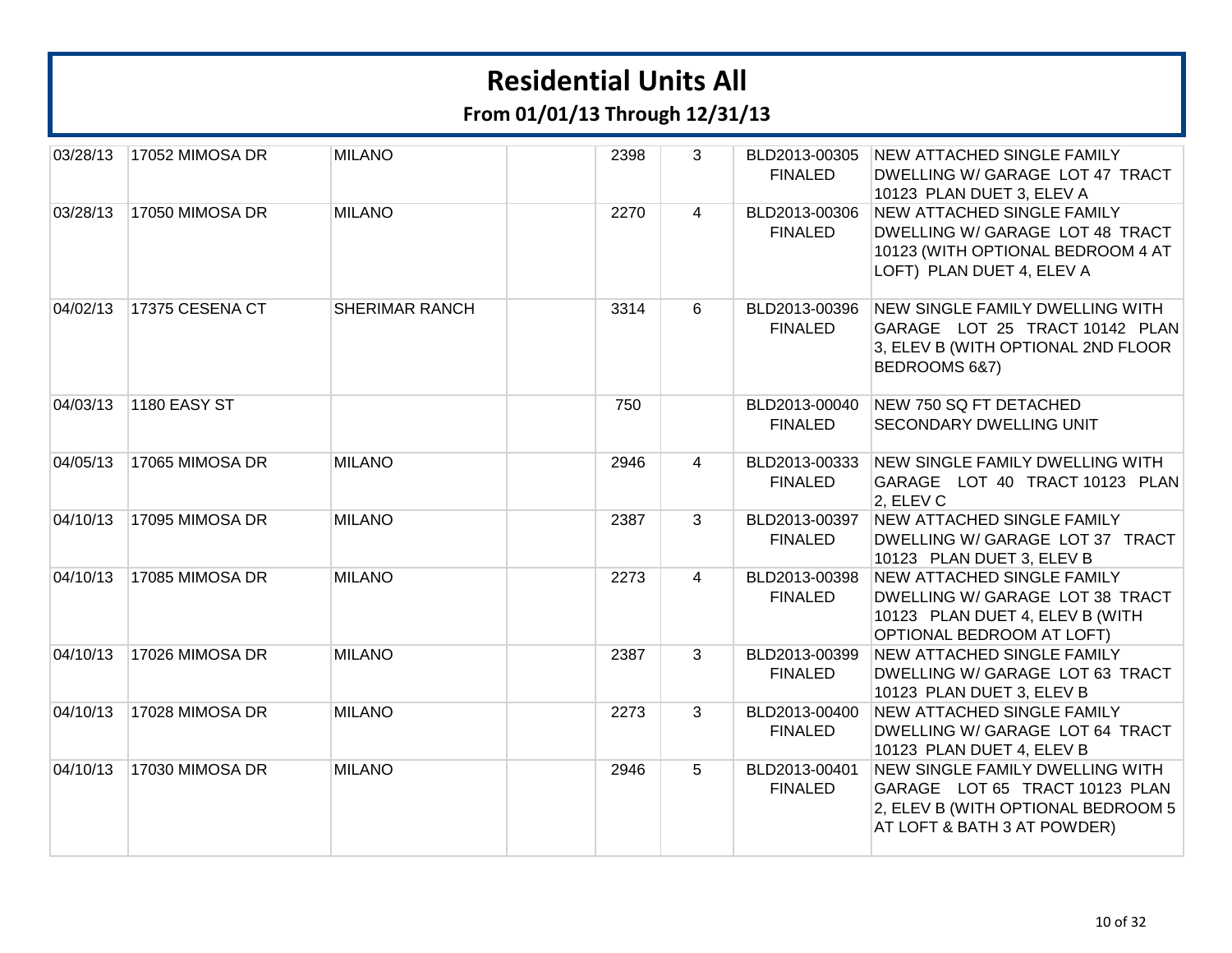# Residential Units All

## From 01/01/13 Through 12/31/13

| | | | | | | | |
|---|---|---|---|---|---|---|---|
| 03/28/13 | 17052 MIMOSA DR | MILANO | | 2398 | 3 | BLD2013-00305 FINALED | NEW ATTACHED SINGLE FAMILY DWELLING W/ GARAGE LOT 47 TRACT 10123 PLAN DUET 3, ELEV A |
| 03/28/13 | 17050 MIMOSA DR | MILANO | | 2270 | 4 | BLD2013-00306 FINALED | NEW ATTACHED SINGLE FAMILY DWELLING W/ GARAGE LOT 48 TRACT 10123 (WITH OPTIONAL BEDROOM 4 AT LOFT) PLAN DUET 4, ELEV A |
| 04/02/13 | 17375 CESENA CT | SHERIMAR RANCH | | 3314 | 6 | BLD2013-00396 FINALED | NEW SINGLE FAMILY DWELLING WITH GARAGE LOT 25 TRACT 10142 PLAN 3, ELEV B (WITH OPTIONAL 2ND FLOOR BEDROOMS 6&7) |
| 04/03/13 | 1180 EASY ST | | | 750 | | BLD2013-00040 FINALED | NEW 750 SQ FT DETACHED SECONDARY DWELLING UNIT |
| 04/05/13 | 17065 MIMOSA DR | MILANO | | 2946 | 4 | BLD2013-00333 FINALED | NEW SINGLE FAMILY DWELLING WITH GARAGE LOT 40 TRACT 10123 PLAN 2, ELEV C |
| 04/10/13 | 17095 MIMOSA DR | MILANO | | 2387 | 3 | BLD2013-00397 FINALED | NEW ATTACHED SINGLE FAMILY DWELLING W/ GARAGE LOT 37 TRACT 10123 PLAN DUET 3, ELEV B |
| 04/10/13 | 17085 MIMOSA DR | MILANO | | 2273 | 4 | BLD2013-00398 FINALED | NEW ATTACHED SINGLE FAMILY DWELLING W/ GARAGE LOT 38 TRACT 10123 PLAN DUET 4, ELEV B (WITH OPTIONAL BEDROOM AT LOFT) |
| 04/10/13 | 17026 MIMOSA DR | MILANO | | 2387 | 3 | BLD2013-00399 FINALED | NEW ATTACHED SINGLE FAMILY DWELLING W/ GARAGE LOT 63 TRACT 10123 PLAN DUET 3, ELEV B |
| 04/10/13 | 17028 MIMOSA DR | MILANO | | 2273 | 3 | BLD2013-00400 FINALED | NEW ATTACHED SINGLE FAMILY DWELLING W/ GARAGE LOT 64 TRACT 10123 PLAN DUET 4, ELEV B |
| 04/10/13 | 17030 MIMOSA DR | MILANO | | 2946 | 5 | BLD2013-00401 FINALED | NEW SINGLE FAMILY DWELLING WITH GARAGE LOT 65 TRACT 10123 PLAN 2, ELEV B (WITH OPTIONAL BEDROOM 5 AT LOFT & BATH 3 AT POWDER) |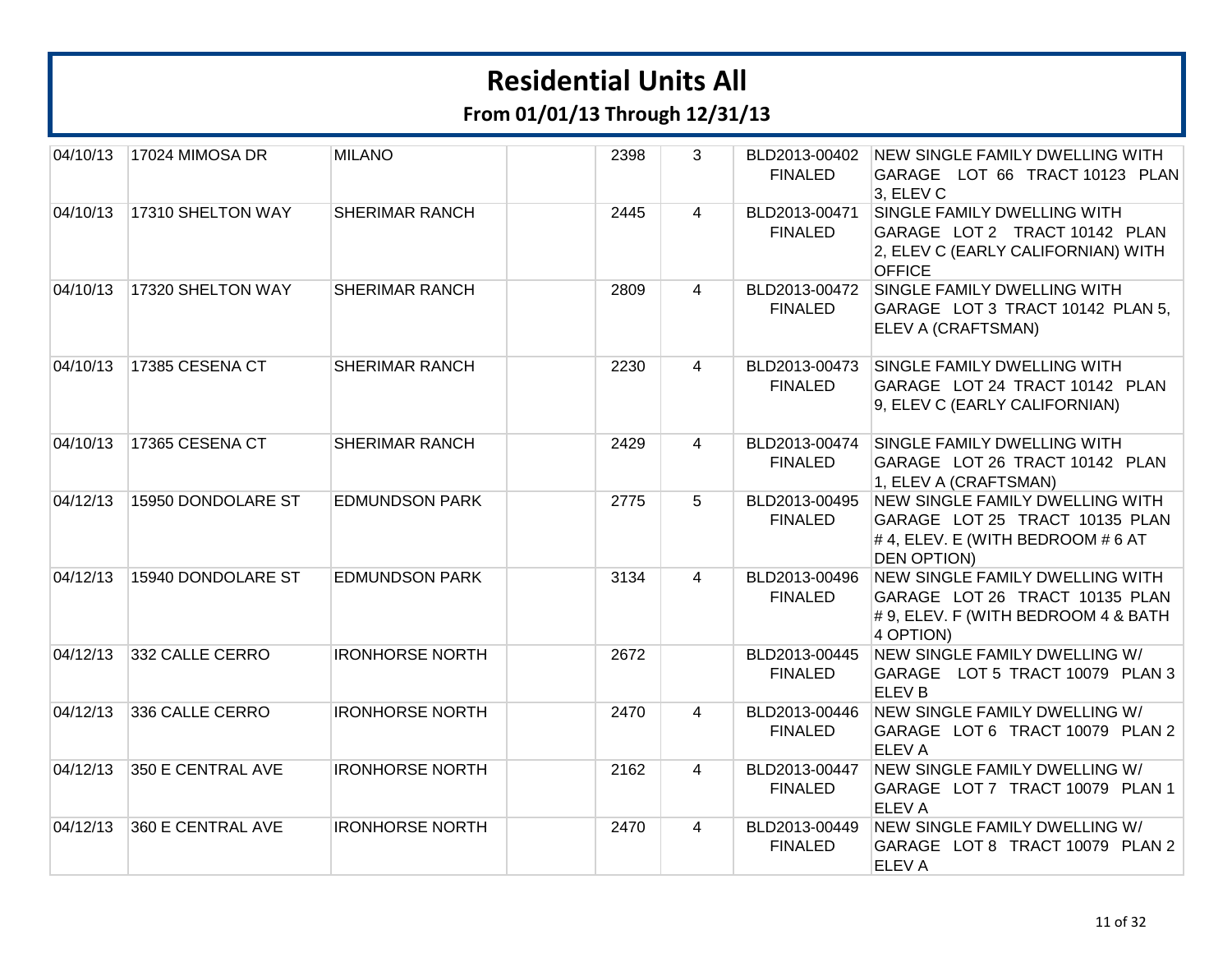# Residential Units All

## From 01/01/13 Through 12/31/13

| | | | | | | | |
|---|---|---|---|---|---|---|---|
| 04/10/13 | 17024 MIMOSA DR | MILANO | | 2398 | 3 | BLD2013-00402 FINALED | NEW SINGLE FAMILY DWELLING WITH GARAGE LOT 66 TRACT 10123 PLAN 3, ELEV C |
| 04/10/13 | 17310 SHELTON WAY | SHERIMAR RANCH | | 2445 | 4 | BLD2013-00471 FINALED | SINGLE FAMILY DWELLING WITH GARAGE LOT 2 TRACT 10142 PLAN 2, ELEV C (EARLY CALIFORNIAN) WITH OFFICE |
| 04/10/13 | 17320 SHELTON WAY | SHERIMAR RANCH | | 2809 | 4 | BLD2013-00472 FINALED | SINGLE FAMILY DWELLING WITH GARAGE LOT 3 TRACT 10142 PLAN 5, ELEV A (CRAFTSMAN) |
| 04/10/13 | 17385 CESENA CT | SHERIMAR RANCH | | 2230 | 4 | BLD2013-00473 FINALED | SINGLE FAMILY DWELLING WITH GARAGE LOT 24 TRACT 10142 PLAN 9, ELEV C (EARLY CALIFORNIAN) |
| 04/10/13 | 17365 CESENA CT | SHERIMAR RANCH | | 2429 | 4 | BLD2013-00474 FINALED | SINGLE FAMILY DWELLING WITH GARAGE LOT 26 TRACT 10142 PLAN 1, ELEV A (CRAFTSMAN) |
| 04/12/13 | 15950 DONDOLARE ST | EDMUNDSON PARK | | 2775 | 5 | BLD2013-00495 FINALED | NEW SINGLE FAMILY DWELLING WITH GARAGE LOT 25 TRACT 10135 PLAN # 4, ELEV. E (WITH BEDROOM # 6 AT DEN OPTION) |
| 04/12/13 | 15940 DONDOLARE ST | EDMUNDSON PARK | | 3134 | 4 | BLD2013-00496 FINALED | NEW SINGLE FAMILY DWELLING WITH GARAGE LOT 26 TRACT 10135 PLAN # 9, ELEV. F (WITH BEDROOM 4 & BATH 4 OPTION) |
| 04/12/13 | 332 CALLE CERRO | IRONHORSE NORTH | | 2672 | | BLD2013-00445 FINALED | NEW SINGLE FAMILY DWELLING W/ GARAGE LOT 5 TRACT 10079 PLAN 3 ELEV B |
| 04/12/13 | 336 CALLE CERRO | IRONHORSE NORTH | | 2470 | 4 | BLD2013-00446 FINALED | NEW SINGLE FAMILY DWELLING W/ GARAGE LOT 6 TRACT 10079 PLAN 2 ELEV A |
| 04/12/13 | 350 E CENTRAL AVE | IRONHORSE NORTH | | 2162 | 4 | BLD2013-00447 FINALED | NEW SINGLE FAMILY DWELLING W/ GARAGE LOT 7 TRACT 10079 PLAN 1 ELEV A |
| 04/12/13 | 360 E CENTRAL AVE | IRONHORSE NORTH | | 2470 | 4 | BLD2013-00449 FINALED | NEW SINGLE FAMILY DWELLING W/ GARAGE LOT 8 TRACT 10079 PLAN 2 ELEV A |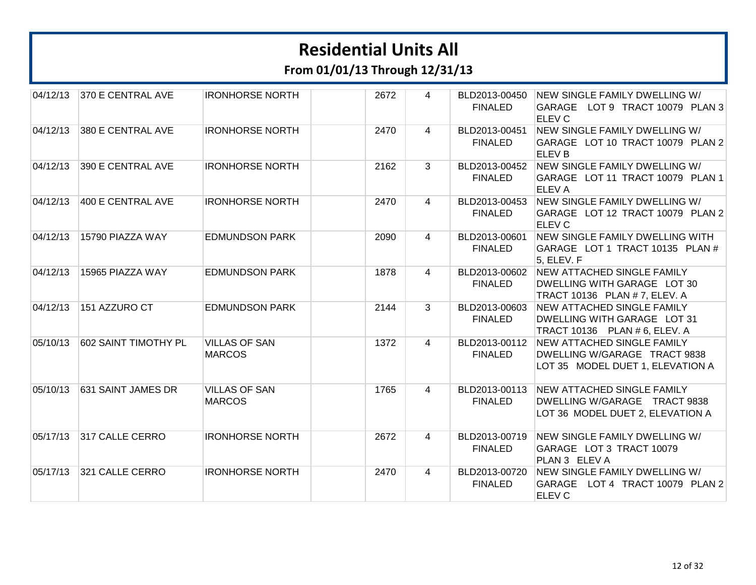# Residential Units All

## From 01/01/13 Through 12/31/13

| | | | | | | | |
|---|---|---|---|---|---|---|---|
| 04/12/13 | 370 E CENTRAL AVE | IRONHORSE NORTH | | 2672 | 4 | BLD2013-00450 FINALED | NEW SINGLE FAMILY DWELLING W/ GARAGE LOT 9 TRACT 10079 PLAN 3 ELEV C |
| 04/12/13 | 380 E CENTRAL AVE | IRONHORSE NORTH | | 2470 | 4 | BLD2013-00451 FINALED | NEW SINGLE FAMILY DWELLING W/ GARAGE LOT 10 TRACT 10079 PLAN 2 ELEV B |
| 04/12/13 | 390 E CENTRAL AVE | IRONHORSE NORTH | | 2162 | 3 | BLD2013-00452 FINALED | NEW SINGLE FAMILY DWELLING W/ GARAGE LOT 11 TRACT 10079 PLAN 1 ELEV A |
| 04/12/13 | 400 E CENTRAL AVE | IRONHORSE NORTH | | 2470 | 4 | BLD2013-00453 FINALED | NEW SINGLE FAMILY DWELLING W/ GARAGE LOT 12 TRACT 10079 PLAN 2 ELEV C |
| 04/12/13 | 15790 PIAZZA WAY | EDMUNDSON PARK | | 2090 | 4 | BLD2013-00601 FINALED | NEW SINGLE FAMILY DWELLING WITH GARAGE LOT 1 TRACT 10135 PLAN # 5, ELEV. F |
| 04/12/13 | 15965 PIAZZA WAY | EDMUNDSON PARK | | 1878 | 4 | BLD2013-00602 FINALED | NEW ATTACHED SINGLE FAMILY DWELLING WITH GARAGE LOT 30 TRACT 10136 PLAN # 7, ELEV. A |
| 04/12/13 | 151 AZZURO CT | EDMUNDSON PARK | | 2144 | 3 | BLD2013-00603 FINALED | NEW ATTACHED SINGLE FAMILY DWELLING WITH GARAGE LOT 31 TRACT 10136 PLAN # 6, ELEV. A |
| 05/10/13 | 602 SAINT TIMOTHY PL | VILLAS OF SAN MARCOS | | 1372 | 4 | BLD2013-00112 FINALED | NEW ATTACHED SINGLE FAMILY DWELLING W/GARAGE TRACT 9838 LOT 35 MODEL DUET 1, ELEVATION A |
| 05/10/13 | 631 SAINT JAMES DR | VILLAS OF SAN MARCOS | | 1765 | 4 | BLD2013-00113 FINALED | NEW ATTACHED SINGLE FAMILY DWELLING W/GARAGE TRACT 9838 LOT 36 MODEL DUET 2, ELEVATION A |
| 05/17/13 | 317 CALLE CERRO | IRONHORSE NORTH | | 2672 | 4 | BLD2013-00719 FINALED | NEW SINGLE FAMILY DWELLING W/ GARAGE LOT 3 TRACT 10079 PLAN 3 ELEV A |
| 05/17/13 | 321 CALLE CERRO | IRONHORSE NORTH | | 2470 | 4 | BLD2013-00720 FINALED | NEW SINGLE FAMILY DWELLING W/ GARAGE LOT 4 TRACT 10079 PLAN 2 ELEV C |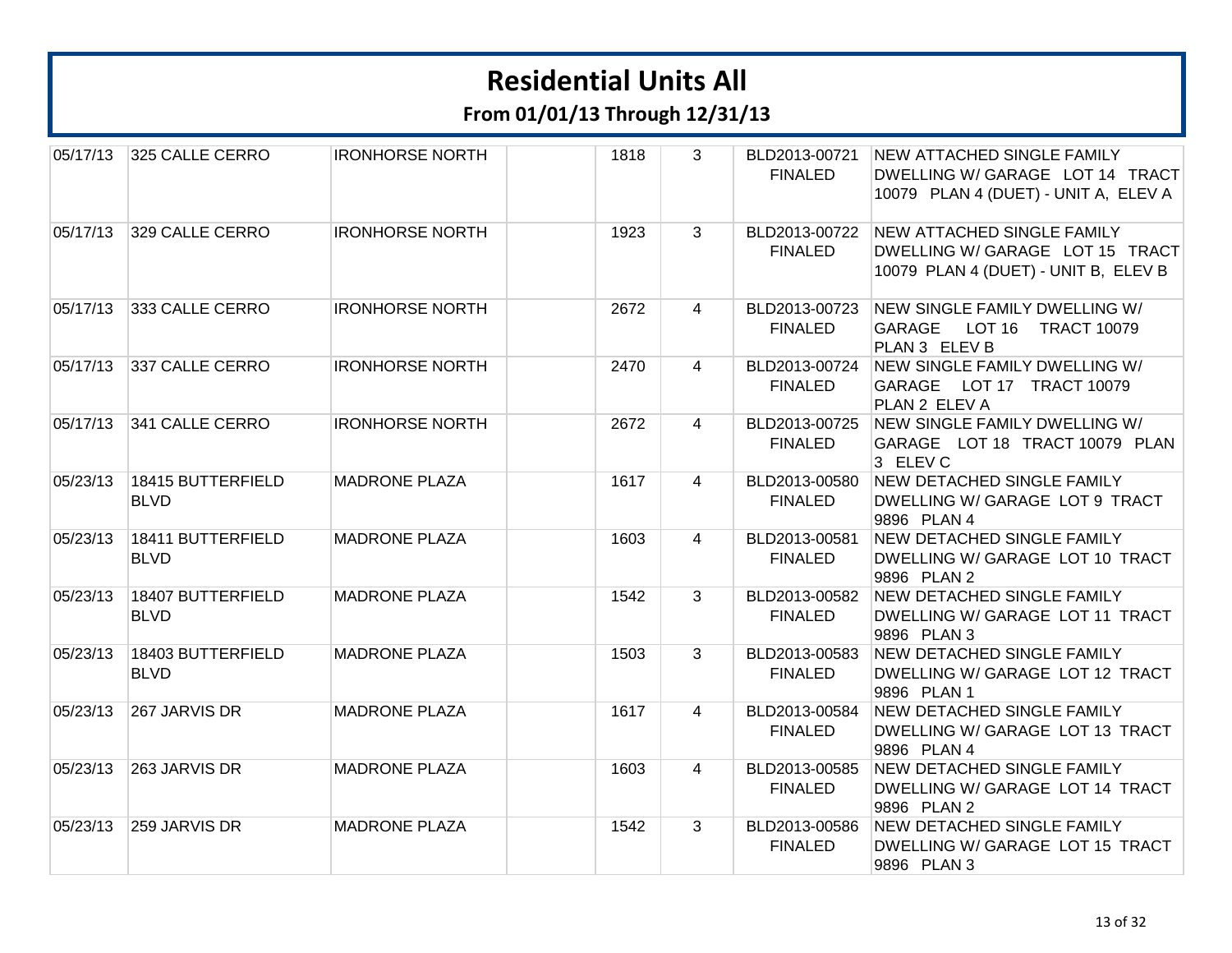# Residential Units All

## From 01/01/13 Through 12/31/13

| | | | | | | | |
|---|---|---|---|---|---|---|---|
| 05/17/13 | 325 CALLE CERRO | IRONHORSE NORTH | | 1818 | 3 | BLD2013-00721 FINALED | NEW ATTACHED SINGLE FAMILY DWELLING W/ GARAGE LOT 14 TRACT 10079 PLAN 4 (DUET) - UNIT A, ELEV A |
| 05/17/13 | 329 CALLE CERRO | IRONHORSE NORTH | | 1923 | 3 | BLD2013-00722 FINALED | NEW ATTACHED SINGLE FAMILY DWELLING W/ GARAGE LOT 15 TRACT 10079 PLAN 4 (DUET) - UNIT B, ELEV B |
| 05/17/13 | 333 CALLE CERRO | IRONHORSE NORTH | | 2672 | 4 | BLD2013-00723 FINALED | NEW SINGLE FAMILY DWELLING W/ GARAGE LOT 16 TRACT 10079 PLAN 3 ELEV B |
| 05/17/13 | 337 CALLE CERRO | IRONHORSE NORTH | | 2470 | 4 | BLD2013-00724 FINALED | NEW SINGLE FAMILY DWELLING W/ GARAGE LOT 17 TRACT 10079 PLAN 2 ELEV A |
| 05/17/13 | 341 CALLE CERRO | IRONHORSE NORTH | | 2672 | 4 | BLD2013-00725 FINALED | NEW SINGLE FAMILY DWELLING W/ GARAGE LOT 18 TRACT 10079 PLAN 3 ELEV C |
| 05/23/13 | 18415 BUTTERFIELD BLVD | MADRONE PLAZA | | 1617 | 4 | BLD2013-00580 FINALED | NEW DETACHED SINGLE FAMILY DWELLING W/ GARAGE LOT 9 TRACT 9896 PLAN 4 |
| 05/23/13 | 18411 BUTTERFIELD BLVD | MADRONE PLAZA | | 1603 | 4 | BLD2013-00581 FINALED | NEW DETACHED SINGLE FAMILY DWELLING W/ GARAGE LOT 10 TRACT 9896 PLAN 2 |
| 05/23/13 | 18407 BUTTERFIELD BLVD | MADRONE PLAZA | | 1542 | 3 | BLD2013-00582 FINALED | NEW DETACHED SINGLE FAMILY DWELLING W/ GARAGE LOT 11 TRACT 9896 PLAN 3 |
| 05/23/13 | 18403 BUTTERFIELD BLVD | MADRONE PLAZA | | 1503 | 3 | BLD2013-00583 FINALED | NEW DETACHED SINGLE FAMILY DWELLING W/ GARAGE LOT 12 TRACT 9896 PLAN 1 |
| 05/23/13 | 267 JARVIS DR | MADRONE PLAZA | | 1617 | 4 | BLD2013-00584 FINALED | NEW DETACHED SINGLE FAMILY DWELLING W/ GARAGE LOT 13 TRACT 9896 PLAN 4 |
| 05/23/13 | 263 JARVIS DR | MADRONE PLAZA | | 1603 | 4 | BLD2013-00585 FINALED | NEW DETACHED SINGLE FAMILY DWELLING W/ GARAGE LOT 14 TRACT 9896 PLAN 2 |
| 05/23/13 | 259 JARVIS DR | MADRONE PLAZA | | 1542 | 3 | BLD2013-00586 FINALED | NEW DETACHED SINGLE FAMILY DWELLING W/ GARAGE LOT 15 TRACT 9896 PLAN 3 |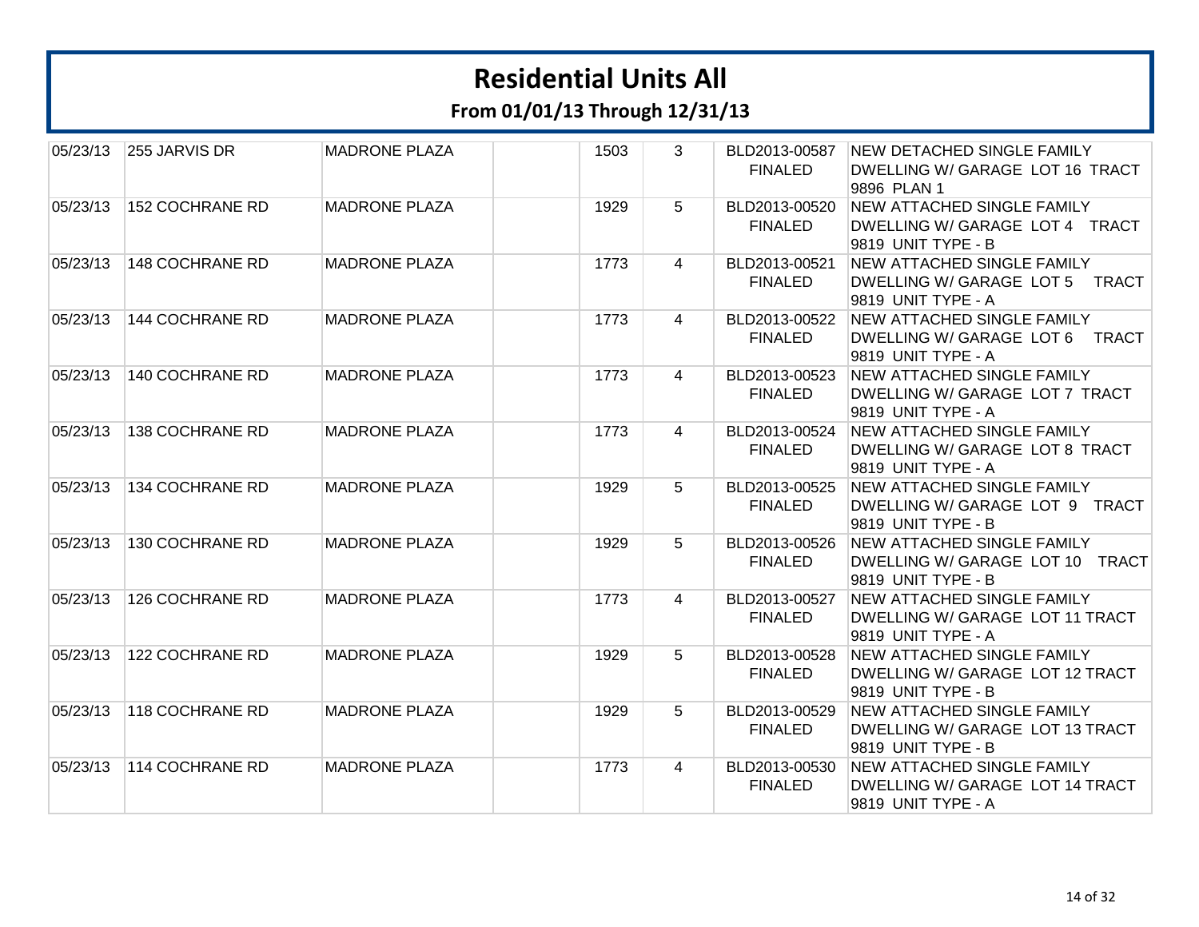# Residential Units All

## From 01/01/13 Through 12/31/13

| | | | | | | | |
|---|---|---|---|---|---|---|---|
| 05/23/13 | 255 JARVIS DR | MADRONE PLAZA | | 1503 | 3 | BLD2013-00587 FINALED | NEW DETACHED SINGLE FAMILY DWELLING W/ GARAGE LOT 16 TRACT 9896 PLAN 1 |
| 05/23/13 | 152 COCHRANE RD | MADRONE PLAZA | | 1929 | 5 | BLD2013-00520 FINALED | NEW ATTACHED SINGLE FAMILY DWELLING W/ GARAGE LOT 4 TRACT 9819 UNIT TYPE - B |
| 05/23/13 | 148 COCHRANE RD | MADRONE PLAZA | | 1773 | 4 | BLD2013-00521 FINALED | NEW ATTACHED SINGLE FAMILY DWELLING W/ GARAGE LOT 5 TRACT 9819 UNIT TYPE - A |
| 05/23/13 | 144 COCHRANE RD | MADRONE PLAZA | | 1773 | 4 | BLD2013-00522 FINALED | NEW ATTACHED SINGLE FAMILY DWELLING W/ GARAGE LOT 6 TRACT 9819 UNIT TYPE - A |
| 05/23/13 | 140 COCHRANE RD | MADRONE PLAZA | | 1773 | 4 | BLD2013-00523 FINALED | NEW ATTACHED SINGLE FAMILY DWELLING W/ GARAGE LOT 7 TRACT 9819 UNIT TYPE - A |
| 05/23/13 | 138 COCHRANE RD | MADRONE PLAZA | | 1773 | 4 | BLD2013-00524 FINALED | NEW ATTACHED SINGLE FAMILY DWELLING W/ GARAGE LOT 8 TRACT 9819 UNIT TYPE - A |
| 05/23/13 | 134 COCHRANE RD | MADRONE PLAZA | | 1929 | 5 | BLD2013-00525 FINALED | NEW ATTACHED SINGLE FAMILY DWELLING W/ GARAGE LOT 9 TRACT 9819 UNIT TYPE - B |
| 05/23/13 | 130 COCHRANE RD | MADRONE PLAZA | | 1929 | 5 | BLD2013-00526 FINALED | NEW ATTACHED SINGLE FAMILY DWELLING W/ GARAGE LOT 10 TRACT 9819 UNIT TYPE - B |
| 05/23/13 | 126 COCHRANE RD | MADRONE PLAZA | | 1773 | 4 | BLD2013-00527 FINALED | NEW ATTACHED SINGLE FAMILY DWELLING W/ GARAGE LOT 11 TRACT 9819 UNIT TYPE - A |
| 05/23/13 | 122 COCHRANE RD | MADRONE PLAZA | | 1929 | 5 | BLD2013-00528 FINALED | NEW ATTACHED SINGLE FAMILY DWELLING W/ GARAGE LOT 12 TRACT 9819 UNIT TYPE - B |
| 05/23/13 | 118 COCHRANE RD | MADRONE PLAZA | | 1929 | 5 | BLD2013-00529 FINALED | NEW ATTACHED SINGLE FAMILY DWELLING W/ GARAGE LOT 13 TRACT 9819 UNIT TYPE - B |
| 05/23/13 | 114 COCHRANE RD | MADRONE PLAZA | | 1773 | 4 | BLD2013-00530 FINALED | NEW ATTACHED SINGLE FAMILY DWELLING W/ GARAGE LOT 14 TRACT 9819 UNIT TYPE - A |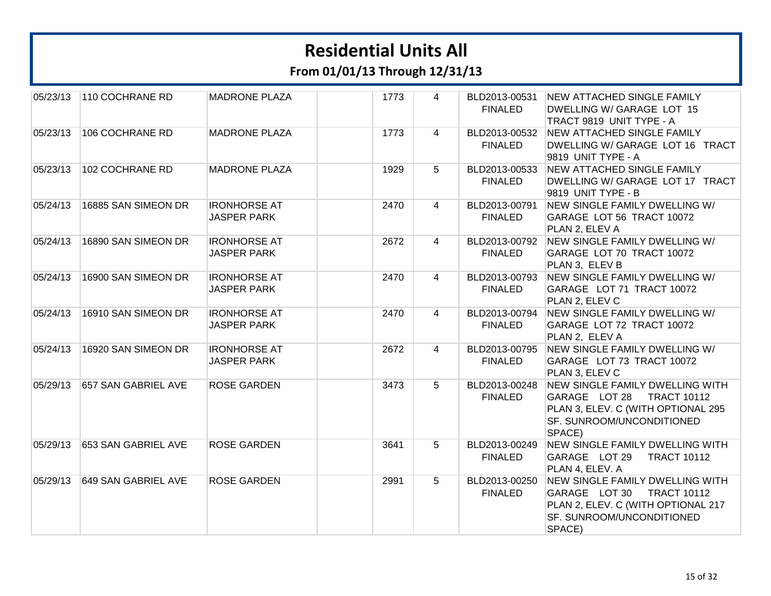# Residential Units All

## From 01/01/13 Through 12/31/13

| | | | | | | | |
|---|---|---|---|---|---|---|---|
| 05/23/13 | 110 COCHRANE RD | MADRONE PLAZA | | 1773 | 4 | BLD2013-00531 FINALED | NEW ATTACHED SINGLE FAMILY DWELLING W/ GARAGE LOT 15 TRACT 9819 UNIT TYPE - A |
| 05/23/13 | 106 COCHRANE RD | MADRONE PLAZA | | 1773 | 4 | BLD2013-00532 FINALED | NEW ATTACHED SINGLE FAMILY DWELLING W/ GARAGE LOT 16 TRACT 9819 UNIT TYPE - A |
| 05/23/13 | 102 COCHRANE RD | MADRONE PLAZA | | 1929 | 5 | BLD2013-00533 FINALED | NEW ATTACHED SINGLE FAMILY DWELLING W/ GARAGE LOT 17 TRACT 9819 UNIT TYPE - B |
| 05/24/13 | 16885 SAN SIMEON DR | IRONHORSE AT JASPER PARK | | 2470 | 4 | BLD2013-00791 FINALED | NEW SINGLE FAMILY DWELLING W/ GARAGE LOT 56 TRACT 10072 PLAN 2, ELEV A |
| 05/24/13 | 16890 SAN SIMEON DR | IRONHORSE AT JASPER PARK | | 2672 | 4 | BLD2013-00792 FINALED | NEW SINGLE FAMILY DWELLING W/ GARAGE LOT 70 TRACT 10072 PLAN 3, ELEV B |
| 05/24/13 | 16900 SAN SIMEON DR | IRONHORSE AT JASPER PARK | | 2470 | 4 | BLD2013-00793 FINALED | NEW SINGLE FAMILY DWELLING W/ GARAGE LOT 71 TRACT 10072 PLAN 2, ELEV C |
| 05/24/13 | 16910 SAN SIMEON DR | IRONHORSE AT JASPER PARK | | 2470 | 4 | BLD2013-00794 FINALED | NEW SINGLE FAMILY DWELLING W/ GARAGE LOT 72 TRACT 10072 PLAN 2, ELEV A |
| 05/24/13 | 16920 SAN SIMEON DR | IRONHORSE AT JASPER PARK | | 2672 | 4 | BLD2013-00795 FINALED | NEW SINGLE FAMILY DWELLING W/ GARAGE LOT 73 TRACT 10072 PLAN 3, ELEV C |
| 05/29/13 | 657 SAN GABRIEL AVE | ROSE GARDEN | | 3473 | 5 | BLD2013-00248 FINALED | NEW SINGLE FAMILY DWELLING WITH GARAGE LOT 28 TRACT 10112 PLAN 3, ELEV. C (WITH OPTIONAL 295 SF. SUNROOM/UNCONDITIONED SPACE) |
| 05/29/13 | 653 SAN GABRIEL AVE | ROSE GARDEN | | 3641 | 5 | BLD2013-00249 FINALED | NEW SINGLE FAMILY DWELLING WITH GARAGE LOT 29 TRACT 10112 PLAN 4, ELEV. A |
| 05/29/13 | 649 SAN GABRIEL AVE | ROSE GARDEN | | 2991 | 5 | BLD2013-00250 FINALED | NEW SINGLE FAMILY DWELLING WITH GARAGE LOT 30 TRACT 10112 PLAN 2, ELEV. C (WITH OPTIONAL 217 SF. SUNROOM/UNCONDITIONED SPACE) |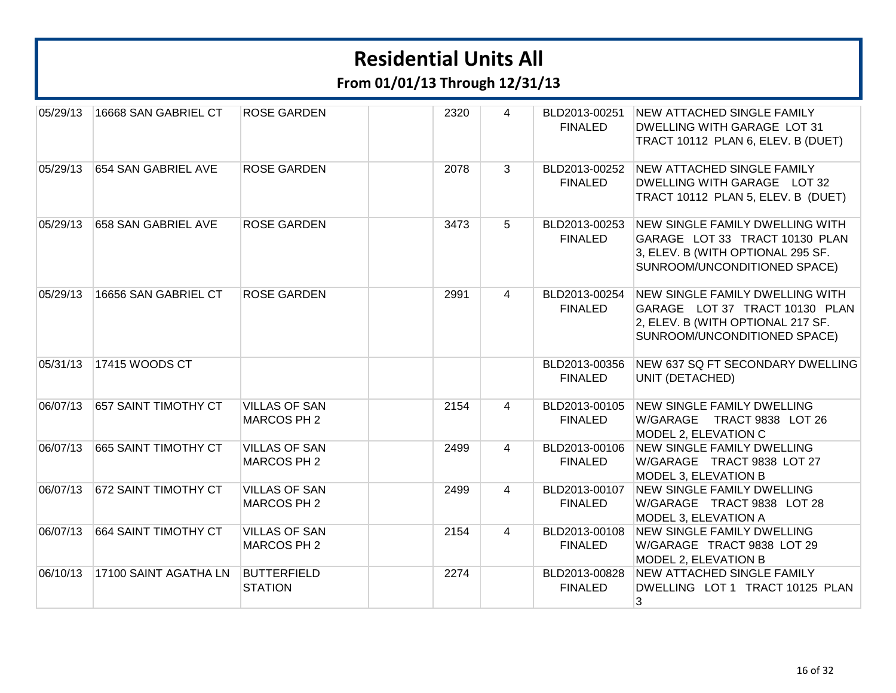# Residential Units All

## From 01/01/13 Through 12/31/13

| | | | | | | | |
|---|---|---|---|---|---|---|---|
| 05/29/13 | 16668 SAN GABRIEL CT | ROSE GARDEN | | 2320 | 4 | BLD2013-00251 FINALED | NEW ATTACHED SINGLE FAMILY DWELLING WITH GARAGE LOT 31 TRACT 10112 PLAN 6, ELEV. B (DUET) |
| 05/29/13 | 654 SAN GABRIEL AVE | ROSE GARDEN | | 2078 | 3 | BLD2013-00252 FINALED | NEW ATTACHED SINGLE FAMILY DWELLING WITH GARAGE LOT 32 TRACT 10112 PLAN 5, ELEV. B (DUET) |
| 05/29/13 | 658 SAN GABRIEL AVE | ROSE GARDEN | | 3473 | 5 | BLD2013-00253 FINALED | NEW SINGLE FAMILY DWELLING WITH GARAGE LOT 33 TRACT 10130 PLAN 3, ELEV. B (WITH OPTIONAL 295 SF. SUNROOM/UNCONDITIONED SPACE) |
| 05/29/13 | 16656 SAN GABRIEL CT | ROSE GARDEN | | 2991 | 4 | BLD2013-00254 FINALED | NEW SINGLE FAMILY DWELLING WITH GARAGE LOT 37 TRACT 10130 PLAN 2, ELEV. B (WITH OPTIONAL 217 SF. SUNROOM/UNCONDITIONED SPACE) |
| 05/31/13 | 17415 WOODS CT | | | | | BLD2013-00356 FINALED | NEW 637 SQ FT SECONDARY DWELLING UNIT (DETACHED) |
| 06/07/13 | 657 SAINT TIMOTHY CT | VILLAS OF SAN MARCOS PH 2 | | 2154 | 4 | BLD2013-00105 FINALED | NEW SINGLE FAMILY DWELLING W/GARAGE TRACT 9838 LOT 26 MODEL 2, ELEVATION C |
| 06/07/13 | 665 SAINT TIMOTHY CT | VILLAS OF SAN MARCOS PH 2 | | 2499 | 4 | BLD2013-00106 FINALED | NEW SINGLE FAMILY DWELLING W/GARAGE TRACT 9838 LOT 27 MODEL 3, ELEVATION B |
| 06/07/13 | 672 SAINT TIMOTHY CT | VILLAS OF SAN MARCOS PH 2 | | 2499 | 4 | BLD2013-00107 FINALED | NEW SINGLE FAMILY DWELLING W/GARAGE TRACT 9838 LOT 28 MODEL 3, ELEVATION A |
| 06/07/13 | 664 SAINT TIMOTHY CT | VILLAS OF SAN MARCOS PH 2 | | 2154 | 4 | BLD2013-00108 FINALED | NEW SINGLE FAMILY DWELLING W/GARAGE TRACT 9838 LOT 29 MODEL 2, ELEVATION B |
| 06/10/13 | 17100 SAINT AGATHA LN | BUTTERFIELD STATION | | 2274 | | BLD2013-00828 FINALED | NEW ATTACHED SINGLE FAMILY DWELLING LOT 1 TRACT 10125 PLAN 3 |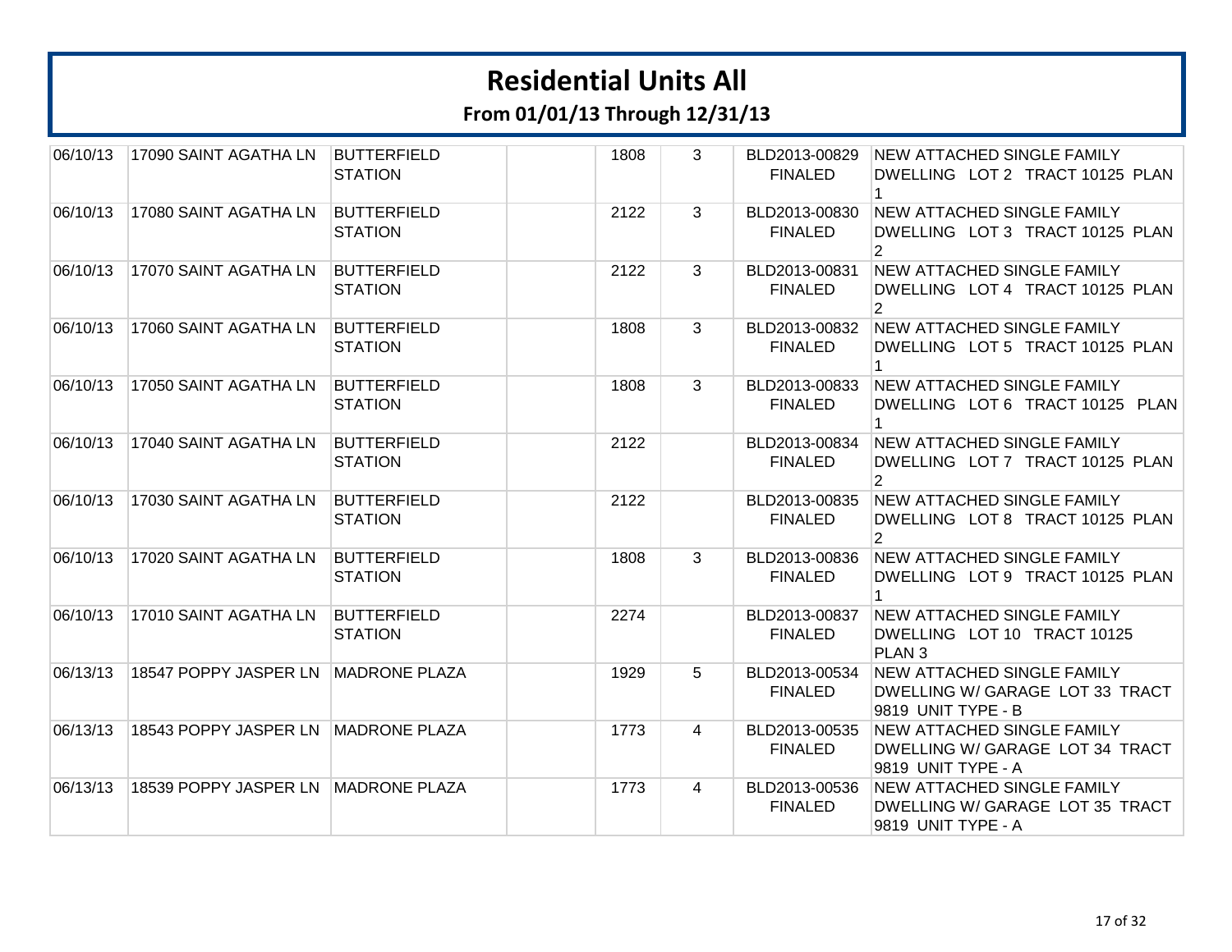# Residential Units All

## From 01/01/13 Through 12/31/13

| | | | | | | | |
|---|---|---|---|---|---|---|---|
| 06/10/13 | 17090 SAINT AGATHA LN | BUTTERFIELD STATION | | 1808 | 3 | BLD2013-00829 FINALED | NEW ATTACHED SINGLE FAMILY DWELLING LOT 2 TRACT 10125 PLAN 1 |
| 06/10/13 | 17080 SAINT AGATHA LN | BUTTERFIELD STATION | | 2122 | 3 | BLD2013-00830 FINALED | NEW ATTACHED SINGLE FAMILY DWELLING LOT 3 TRACT 10125 PLAN 2 |
| 06/10/13 | 17070 SAINT AGATHA LN | BUTTERFIELD STATION | | 2122 | 3 | BLD2013-00831 FINALED | NEW ATTACHED SINGLE FAMILY DWELLING LOT 4 TRACT 10125 PLAN 2 |
| 06/10/13 | 17060 SAINT AGATHA LN | BUTTERFIELD STATION | | 1808 | 3 | BLD2013-00832 FINALED | NEW ATTACHED SINGLE FAMILY DWELLING LOT 5 TRACT 10125 PLAN 1 |
| 06/10/13 | 17050 SAINT AGATHA LN | BUTTERFIELD STATION | | 1808 | 3 | BLD2013-00833 FINALED | NEW ATTACHED SINGLE FAMILY DWELLING LOT 6 TRACT 10125 PLAN 1 |
| 06/10/13 | 17040 SAINT AGATHA LN | BUTTERFIELD STATION | | 2122 | | BLD2013-00834 FINALED | NEW ATTACHED SINGLE FAMILY DWELLING LOT 7 TRACT 10125 PLAN 2 |
| 06/10/13 | 17030 SAINT AGATHA LN | BUTTERFIELD STATION | | 2122 | | BLD2013-00835 FINALED | NEW ATTACHED SINGLE FAMILY DWELLING LOT 8 TRACT 10125 PLAN 2 |
| 06/10/13 | 17020 SAINT AGATHA LN | BUTTERFIELD STATION | | 1808 | 3 | BLD2013-00836 FINALED | NEW ATTACHED SINGLE FAMILY DWELLING LOT 9 TRACT 10125 PLAN 1 |
| 06/10/13 | 17010 SAINT AGATHA LN | BUTTERFIELD STATION | | 2274 | | BLD2013-00837 FINALED | NEW ATTACHED SINGLE FAMILY DWELLING LOT 10 TRACT 10125 PLAN 3 |
| 06/13/13 | 18547 POPPY JASPER LN | MADRONE PLAZA | | 1929 | 5 | BLD2013-00534 FINALED | NEW ATTACHED SINGLE FAMILY DWELLING W/ GARAGE LOT 33 TRACT 9819 UNIT TYPE - B |
| 06/13/13 | 18543 POPPY JASPER LN | MADRONE PLAZA | | 1773 | 4 | BLD2013-00535 FINALED | NEW ATTACHED SINGLE FAMILY DWELLING W/ GARAGE LOT 34 TRACT 9819 UNIT TYPE - A |
| 06/13/13 | 18539 POPPY JASPER LN | MADRONE PLAZA | | 1773 | 4 | BLD2013-00536 FINALED | NEW ATTACHED SINGLE FAMILY DWELLING W/ GARAGE LOT 35 TRACT 9819 UNIT TYPE - A |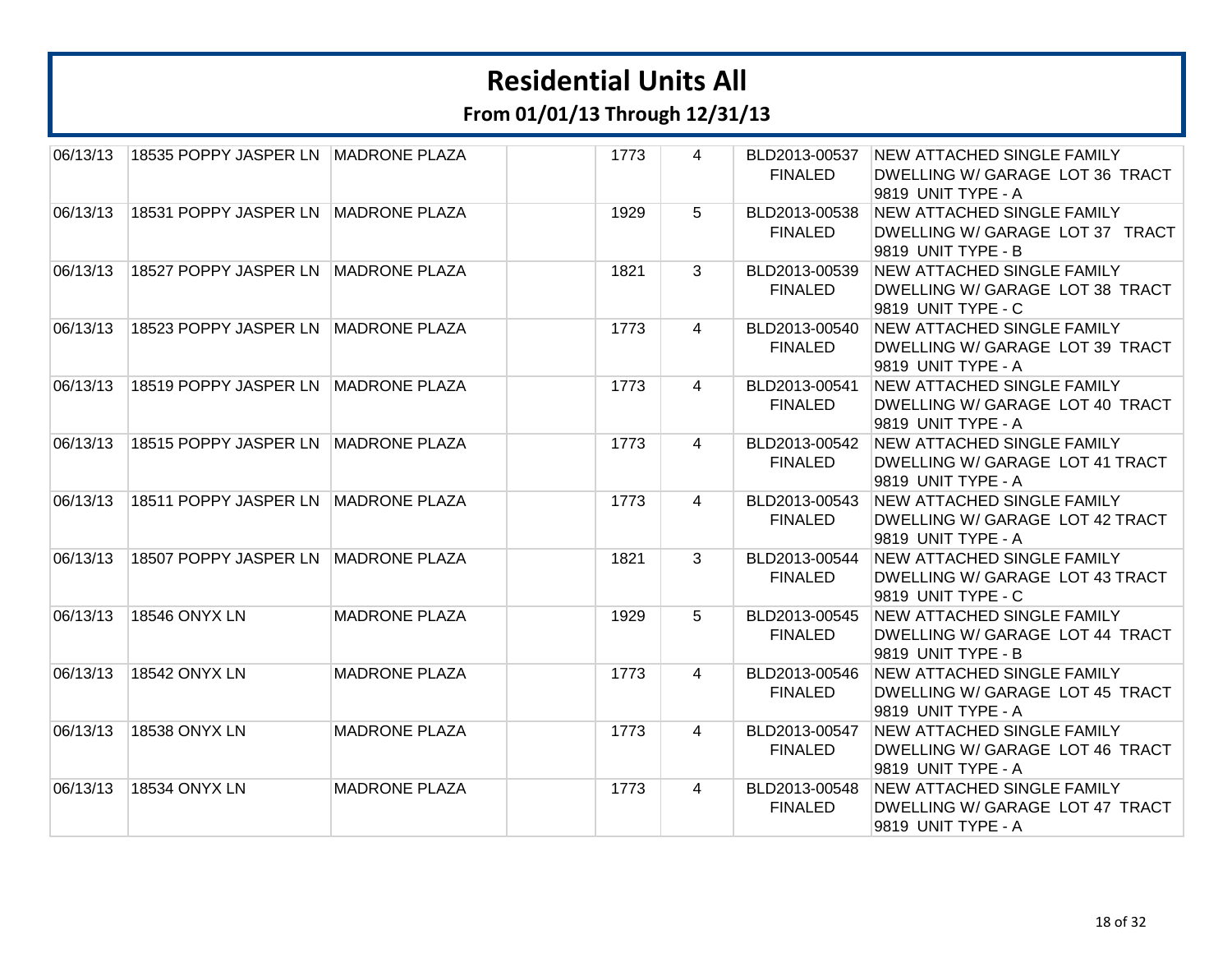# Residential Units All

## From 01/01/13 Through 12/31/13

| | | | | | | | |
|---|---|---|---|---|---|---|---|
| 06/13/13 | 18535 POPPY JASPER LN | MADRONE PLAZA | | 1773 | 4 | BLD2013-00537 FINALED | NEW ATTACHED SINGLE FAMILY DWELLING W/ GARAGE LOT 36 TRACT 9819 UNIT TYPE - A |
| 06/13/13 | 18531 POPPY JASPER LN | MADRONE PLAZA | | 1929 | 5 | BLD2013-00538 FINALED | NEW ATTACHED SINGLE FAMILY DWELLING W/ GARAGE LOT 37 TRACT 9819 UNIT TYPE - B |
| 06/13/13 | 18527 POPPY JASPER LN | MADRONE PLAZA | | 1821 | 3 | BLD2013-00539 FINALED | NEW ATTACHED SINGLE FAMILY DWELLING W/ GARAGE LOT 38 TRACT 9819 UNIT TYPE - C |
| 06/13/13 | 18523 POPPY JASPER LN | MADRONE PLAZA | | 1773 | 4 | BLD2013-00540 FINALED | NEW ATTACHED SINGLE FAMILY DWELLING W/ GARAGE LOT 39 TRACT 9819 UNIT TYPE - A |
| 06/13/13 | 18519 POPPY JASPER LN | MADRONE PLAZA | | 1773 | 4 | BLD2013-00541 FINALED | NEW ATTACHED SINGLE FAMILY DWELLING W/ GARAGE LOT 40 TRACT 9819 UNIT TYPE - A |
| 06/13/13 | 18515 POPPY JASPER LN | MADRONE PLAZA | | 1773 | 4 | BLD2013-00542 FINALED | NEW ATTACHED SINGLE FAMILY DWELLING W/ GARAGE LOT 41 TRACT 9819 UNIT TYPE - A |
| 06/13/13 | 18511 POPPY JASPER LN | MADRONE PLAZA | | 1773 | 4 | BLD2013-00543 FINALED | NEW ATTACHED SINGLE FAMILY DWELLING W/ GARAGE LOT 42 TRACT 9819 UNIT TYPE - A |
| 06/13/13 | 18507 POPPY JASPER LN | MADRONE PLAZA | | 1821 | 3 | BLD2013-00544 FINALED | NEW ATTACHED SINGLE FAMILY DWELLING W/ GARAGE LOT 43 TRACT 9819 UNIT TYPE - C |
| 06/13/13 | 18546 ONYX LN | MADRONE PLAZA | | 1929 | 5 | BLD2013-00545 FINALED | NEW ATTACHED SINGLE FAMILY DWELLING W/ GARAGE LOT 44 TRACT 9819 UNIT TYPE - B |
| 06/13/13 | 18542 ONYX LN | MADRONE PLAZA | | 1773 | 4 | BLD2013-00546 FINALED | NEW ATTACHED SINGLE FAMILY DWELLING W/ GARAGE LOT 45 TRACT 9819 UNIT TYPE - A |
| 06/13/13 | 18538 ONYX LN | MADRONE PLAZA | | 1773 | 4 | BLD2013-00547 FINALED | NEW ATTACHED SINGLE FAMILY DWELLING W/ GARAGE LOT 46 TRACT 9819 UNIT TYPE - A |
| 06/13/13 | 18534 ONYX LN | MADRONE PLAZA | | 1773 | 4 | BLD2013-00548 FINALED | NEW ATTACHED SINGLE FAMILY DWELLING W/ GARAGE LOT 47 TRACT 9819 UNIT TYPE - A |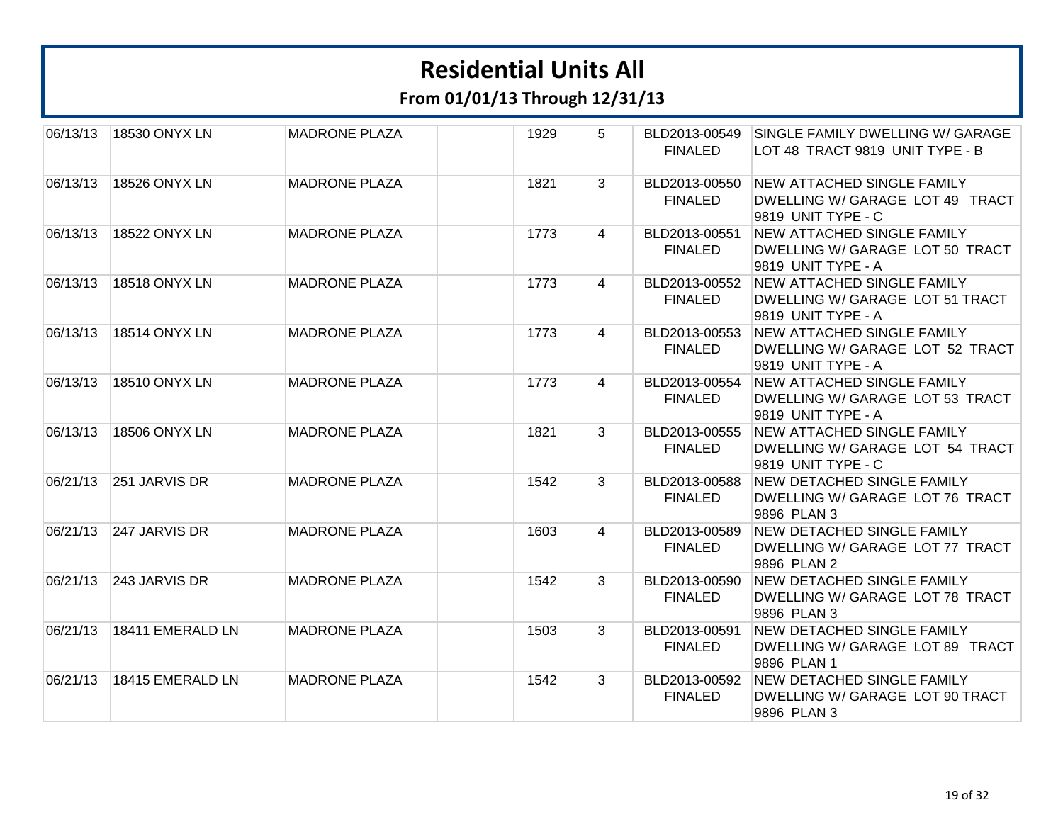# Residential Units All

## From 01/01/13 Through 12/31/13

| | | | | | | | |
|---|---|---|---|---|---|---|---|
| 06/13/13 | 18530 ONYX LN | MADRONE PLAZA | | 1929 | 5 | BLD2013-00549 FINALED | SINGLE FAMILY DWELLING W/ GARAGE LOT 48 TRACT 9819 UNIT TYPE - B |
| 06/13/13 | 18526 ONYX LN | MADRONE PLAZA | | 1821 | 3 | BLD2013-00550 FINALED | NEW ATTACHED SINGLE FAMILY DWELLING W/ GARAGE LOT 49 TRACT 9819 UNIT TYPE - C |
| 06/13/13 | 18522 ONYX LN | MADRONE PLAZA | | 1773 | 4 | BLD2013-00551 FINALED | NEW ATTACHED SINGLE FAMILY DWELLING W/ GARAGE LOT 50 TRACT 9819 UNIT TYPE - A |
| 06/13/13 | 18518 ONYX LN | MADRONE PLAZA | | 1773 | 4 | BLD2013-00552 FINALED | NEW ATTACHED SINGLE FAMILY DWELLING W/ GARAGE LOT 51 TRACT 9819 UNIT TYPE - A |
| 06/13/13 | 18514 ONYX LN | MADRONE PLAZA | | 1773 | 4 | BLD2013-00553 FINALED | NEW ATTACHED SINGLE FAMILY DWELLING W/ GARAGE LOT 52 TRACT 9819 UNIT TYPE - A |
| 06/13/13 | 18510 ONYX LN | MADRONE PLAZA | | 1773 | 4 | BLD2013-00554 FINALED | NEW ATTACHED SINGLE FAMILY DWELLING W/ GARAGE LOT 53 TRACT 9819 UNIT TYPE - A |
| 06/13/13 | 18506 ONYX LN | MADRONE PLAZA | | 1821 | 3 | BLD2013-00555 FINALED | NEW ATTACHED SINGLE FAMILY DWELLING W/ GARAGE LOT 54 TRACT 9819 UNIT TYPE - C |
| 06/21/13 | 251 JARVIS DR | MADRONE PLAZA | | 1542 | 3 | BLD2013-00588 FINALED | NEW DETACHED SINGLE FAMILY DWELLING W/ GARAGE LOT 76 TRACT 9896 PLAN 3 |
| 06/21/13 | 247 JARVIS DR | MADRONE PLAZA | | 1603 | 4 | BLD2013-00589 FINALED | NEW DETACHED SINGLE FAMILY DWELLING W/ GARAGE LOT 77 TRACT 9896 PLAN 2 |
| 06/21/13 | 243 JARVIS DR | MADRONE PLAZA | | 1542 | 3 | BLD2013-00590 FINALED | NEW DETACHED SINGLE FAMILY DWELLING W/ GARAGE LOT 78 TRACT 9896 PLAN 3 |
| 06/21/13 | 18411 EMERALD LN | MADRONE PLAZA | | 1503 | 3 | BLD2013-00591 FINALED | NEW DETACHED SINGLE FAMILY DWELLING W/ GARAGE LOT 89 TRACT 9896 PLAN 1 |
| 06/21/13 | 18415 EMERALD LN | MADRONE PLAZA | | 1542 | 3 | BLD2013-00592 FINALED | NEW DETACHED SINGLE FAMILY DWELLING W/ GARAGE LOT 90 TRACT 9896 PLAN 3 |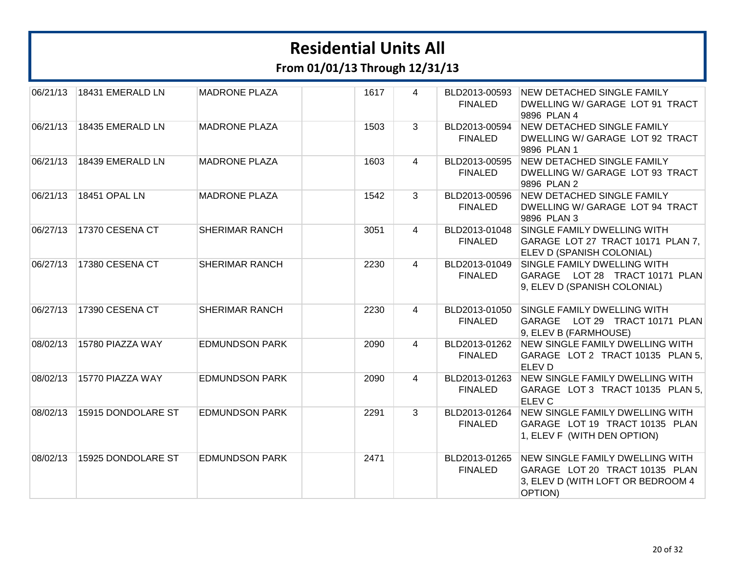# Residential Units All

## From 01/01/13 Through 12/31/13

| | | | | | | | |
|---|---|---|---|---|---|---|---|
| 06/21/13 | 18431 EMERALD LN | MADRONE PLAZA | | 1617 | 4 | BLD2013-00593 FINALED | NEW DETACHED SINGLE FAMILY DWELLING W/ GARAGE LOT 91 TRACT 9896 PLAN 4 |
| 06/21/13 | 18435 EMERALD LN | MADRONE PLAZA | | 1503 | 3 | BLD2013-00594 FINALED | NEW DETACHED SINGLE FAMILY DWELLING W/ GARAGE LOT 92 TRACT 9896 PLAN 1 |
| 06/21/13 | 18439 EMERALD LN | MADRONE PLAZA | | 1603 | 4 | BLD2013-00595 FINALED | NEW DETACHED SINGLE FAMILY DWELLING W/ GARAGE LOT 93 TRACT 9896 PLAN 2 |
| 06/21/13 | 18451 OPAL LN | MADRONE PLAZA | | 1542 | 3 | BLD2013-00596 FINALED | NEW DETACHED SINGLE FAMILY DWELLING W/ GARAGE LOT 94 TRACT 9896 PLAN 3 |
| 06/27/13 | 17370 CESENA CT | SHERIMAR RANCH | | 3051 | 4 | BLD2013-01048 FINALED | SINGLE FAMILY DWELLING WITH GARAGE LOT 27 TRACT 10171 PLAN 7, ELEV D (SPANISH COLONIAL) |
| 06/27/13 | 17380 CESENA CT | SHERIMAR RANCH | | 2230 | 4 | BLD2013-01049 FINALED | SINGLE FAMILY DWELLING WITH GARAGE LOT 28 TRACT 10171 PLAN 9, ELEV D (SPANISH COLONIAL) |
| 06/27/13 | 17390 CESENA CT | SHERIMAR RANCH | | 2230 | 4 | BLD2013-01050 FINALED | SINGLE FAMILY DWELLING WITH GARAGE LOT 29 TRACT 10171 PLAN 9, ELEV B (FARMHOUSE) |
| 08/02/13 | 15780 PIAZZA WAY | EDMUNDSON PARK | | 2090 | 4 | BLD2013-01262 FINALED | NEW SINGLE FAMILY DWELLING WITH GARAGE LOT 2 TRACT 10135 PLAN 5, ELEV D |
| 08/02/13 | 15770 PIAZZA WAY | EDMUNDSON PARK | | 2090 | 4 | BLD2013-01263 FINALED | NEW SINGLE FAMILY DWELLING WITH GARAGE LOT 3 TRACT 10135 PLAN 5, ELEV C |
| 08/02/13 | 15915 DONDOLARE ST | EDMUNDSON PARK | | 2291 | 3 | BLD2013-01264 FINALED | NEW SINGLE FAMILY DWELLING WITH GARAGE LOT 19 TRACT 10135 PLAN 1, ELEV F (WITH DEN OPTION) |
| 08/02/13 | 15925 DONDOLARE ST | EDMUNDSON PARK | | 2471 | | BLD2013-01265 FINALED | NEW SINGLE FAMILY DWELLING WITH GARAGE LOT 20 TRACT 10135 PLAN 3, ELEV D (WITH LOFT OR BEDROOM 4 OPTION) |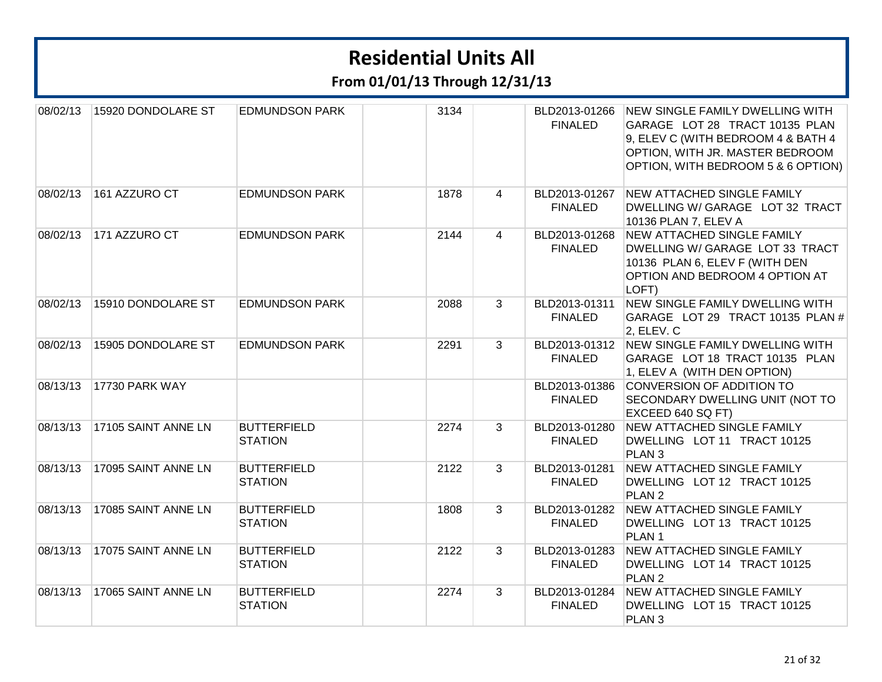# Residential Units All

**From 01/01/13 Through 12/31/13**

| | | | | | | | |
|---|---|---|---|---|---|---|---|
| 08/02/13 | 15920 DONDOLARE ST | EDMUNDSON PARK | | 3134 | | BLD2013-01266 FINALED | NEW SINGLE FAMILY DWELLING WITH GARAGE LOT 28 TRACT 10135 PLAN 9, ELEV C (WITH BEDROOM 4 & BATH 4 OPTION, WITH JR. MASTER BEDROOM OPTION, WITH BEDROOM 5 & 6 OPTION) |
| 08/02/13 | 161 AZZURO CT | EDMUNDSON PARK | | 1878 | 4 | BLD2013-01267 FINALED | NEW ATTACHED SINGLE FAMILY DWELLING W/ GARAGE LOT 32 TRACT 10136 PLAN 7, ELEV A |
| 08/02/13 | 171 AZZURO CT | EDMUNDSON PARK | | 2144 | 4 | BLD2013-01268 FINALED | NEW ATTACHED SINGLE FAMILY DWELLING W/ GARAGE LOT 33 TRACT 10136 PLAN 6, ELEV F (WITH DEN OPTION AND BEDROOM 4 OPTION AT LOFT) |
| 08/02/13 | 15910 DONDOLARE ST | EDMUNDSON PARK | | 2088 | 3 | BLD2013-01311 FINALED | NEW SINGLE FAMILY DWELLING WITH GARAGE LOT 29 TRACT 10135 PLAN # 2, ELEV. C |
| 08/02/13 | 15905 DONDOLARE ST | EDMUNDSON PARK | | 2291 | 3 | BLD2013-01312 FINALED | NEW SINGLE FAMILY DWELLING WITH GARAGE LOT 18 TRACT 10135 PLAN 1, ELEV A (WITH DEN OPTION) |
| 08/13/13 | 17730 PARK WAY | | | | | BLD2013-01386 FINALED | CONVERSION OF ADDITION TO SECONDARY DWELLING UNIT (NOT TO EXCEED 640 SQ FT) |
| 08/13/13 | 17105 SAINT ANNE LN | BUTTERFIELD STATION | | 2274 | 3 | BLD2013-01280 FINALED | NEW ATTACHED SINGLE FAMILY DWELLING LOT 11 TRACT 10125 PLAN 3 |
| 08/13/13 | 17095 SAINT ANNE LN | BUTTERFIELD STATION | | 2122 | 3 | BLD2013-01281 FINALED | NEW ATTACHED SINGLE FAMILY DWELLING LOT 12 TRACT 10125 PLAN 2 |
| 08/13/13 | 17085 SAINT ANNE LN | BUTTERFIELD STATION | | 1808 | 3 | BLD2013-01282 FINALED | NEW ATTACHED SINGLE FAMILY DWELLING LOT 13 TRACT 10125 PLAN 1 |
| 08/13/13 | 17075 SAINT ANNE LN | BUTTERFIELD STATION | | 2122 | 3 | BLD2013-01283 FINALED | NEW ATTACHED SINGLE FAMILY DWELLING LOT 14 TRACT 10125 PLAN 2 |
| 08/13/13 | 17065 SAINT ANNE LN | BUTTERFIELD STATION | | 2274 | 3 | BLD2013-01284 FINALED | NEW ATTACHED SINGLE FAMILY DWELLING LOT 15 TRACT 10125 PLAN 3 |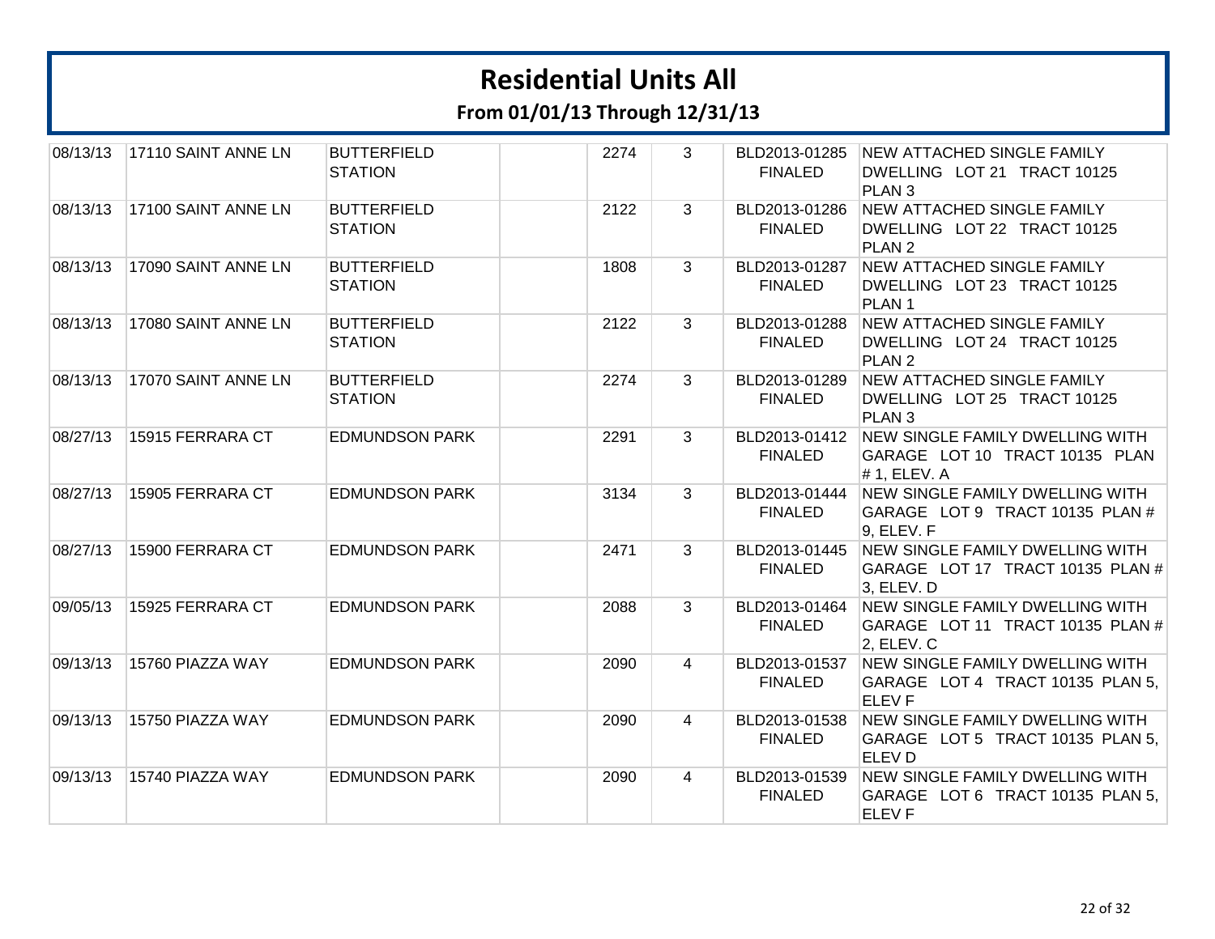# Residential Units All

## From 01/01/13 Through 12/31/13

| | | | | | | | |
|---|---|---|---|---|---|---|---|
| 08/13/13 | 17110 SAINT ANNE LN | BUTTERFIELD STATION | | 2274 | 3 | BLD2013-01285 FINALED | NEW ATTACHED SINGLE FAMILY DWELLING LOT 21 TRACT 10125 PLAN 3 |
| 08/13/13 | 17100 SAINT ANNE LN | BUTTERFIELD STATION | | 2122 | 3 | BLD2013-01286 FINALED | NEW ATTACHED SINGLE FAMILY DWELLING LOT 22 TRACT 10125 PLAN 2 |
| 08/13/13 | 17090 SAINT ANNE LN | BUTTERFIELD STATION | | 1808 | 3 | BLD2013-01287 FINALED | NEW ATTACHED SINGLE FAMILY DWELLING LOT 23 TRACT 10125 PLAN 1 |
| 08/13/13 | 17080 SAINT ANNE LN | BUTTERFIELD STATION | | 2122 | 3 | BLD2013-01288 FINALED | NEW ATTACHED SINGLE FAMILY DWELLING LOT 24 TRACT 10125 PLAN 2 |
| 08/13/13 | 17070 SAINT ANNE LN | BUTTERFIELD STATION | | 2274 | 3 | BLD2013-01289 FINALED | NEW ATTACHED SINGLE FAMILY DWELLING LOT 25 TRACT 10125 PLAN 3 |
| 08/27/13 | 15915 FERRARA CT | EDMUNDSON PARK | | 2291 | 3 | BLD2013-01412 FINALED | NEW SINGLE FAMILY DWELLING WITH GARAGE LOT 10 TRACT 10135 PLAN # 1, ELEV. A |
| 08/27/13 | 15905 FERRARA CT | EDMUNDSON PARK | | 3134 | 3 | BLD2013-01444 FINALED | NEW SINGLE FAMILY DWELLING WITH GARAGE LOT 9 TRACT 10135 PLAN # 9, ELEV. F |
| 08/27/13 | 15900 FERRARA CT | EDMUNDSON PARK | | 2471 | 3 | BLD2013-01445 FINALED | NEW SINGLE FAMILY DWELLING WITH GARAGE LOT 17 TRACT 10135 PLAN # 3, ELEV. D |
| 09/05/13 | 15925 FERRARA CT | EDMUNDSON PARK | | 2088 | 3 | BLD2013-01464 FINALED | NEW SINGLE FAMILY DWELLING WITH GARAGE LOT 11 TRACT 10135 PLAN # 2, ELEV. C |
| 09/13/13 | 15760 PIAZZA WAY | EDMUNDSON PARK | | 2090 | 4 | BLD2013-01537 FINALED | NEW SINGLE FAMILY DWELLING WITH GARAGE LOT 4 TRACT 10135 PLAN 5, ELEV F |
| 09/13/13 | 15750 PIAZZA WAY | EDMUNDSON PARK | | 2090 | 4 | BLD2013-01538 FINALED | NEW SINGLE FAMILY DWELLING WITH GARAGE LOT 5 TRACT 10135 PLAN 5, ELEV D |
| 09/13/13 | 15740 PIAZZA WAY | EDMUNDSON PARK | | 2090 | 4 | BLD2013-01539 FINALED | NEW SINGLE FAMILY DWELLING WITH GARAGE LOT 6 TRACT 10135 PLAN 5, ELEV F |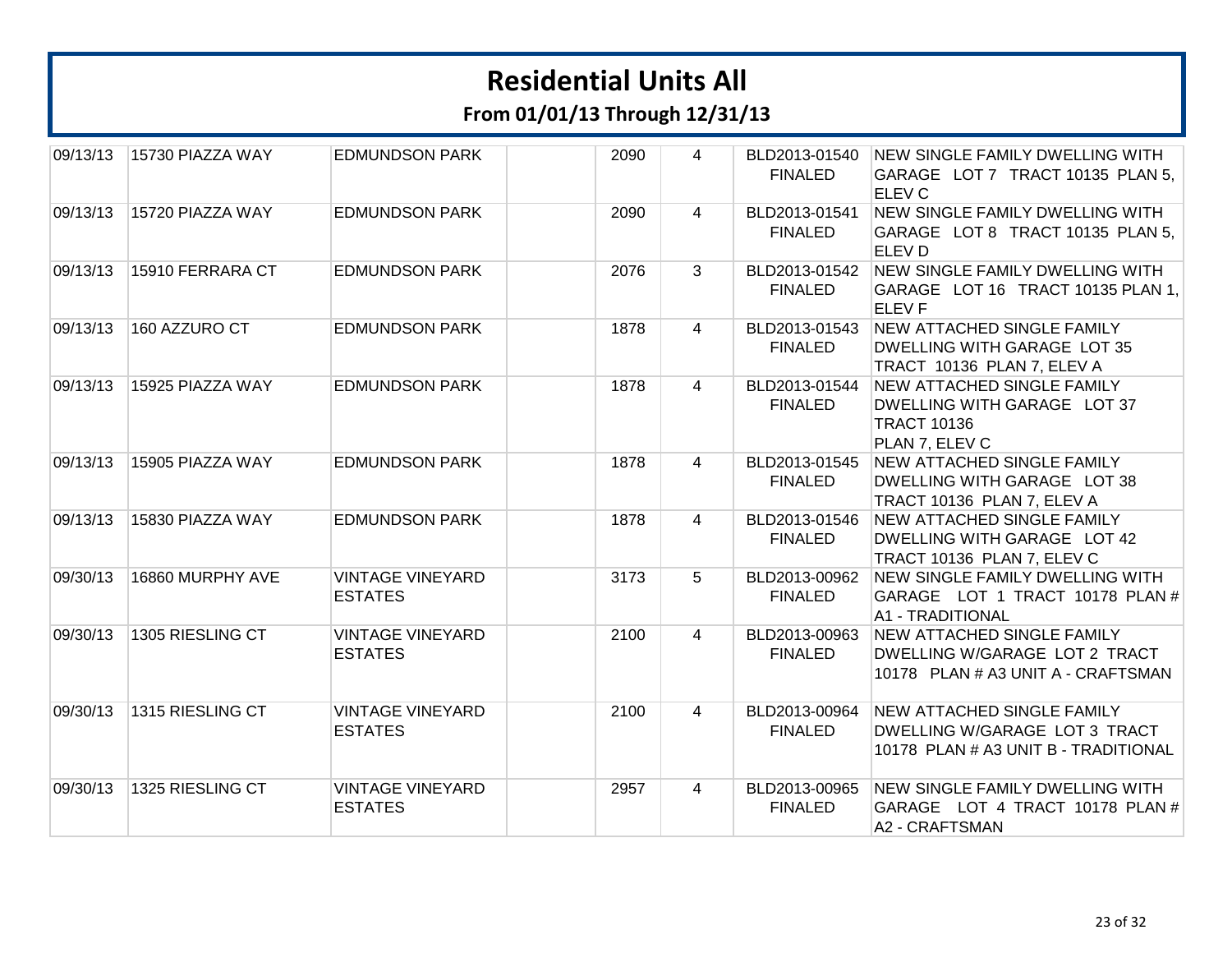# Residential Units All

## From 01/01/13 Through 12/31/13

| | | | | | | | |
|---|---|---|---|---|---|---|---|
| 09/13/13 | 15730 PIAZZA WAY | EDMUNDSON PARK | | 2090 | 4 | BLD2013-01540 FINALED | NEW SINGLE FAMILY DWELLING WITH GARAGE LOT 7 TRACT 10135 PLAN 5, ELEV C |
| 09/13/13 | 15720 PIAZZA WAY | EDMUNDSON PARK | | 2090 | 4 | BLD2013-01541 FINALED | NEW SINGLE FAMILY DWELLING WITH GARAGE LOT 8 TRACT 10135 PLAN 5, ELEV D |
| 09/13/13 | 15910 FERRARA CT | EDMUNDSON PARK | | 2076 | 3 | BLD2013-01542 FINALED | NEW SINGLE FAMILY DWELLING WITH GARAGE LOT 16 TRACT 10135 PLAN 1, ELEV F |
| 09/13/13 | 160 AZZURO CT | EDMUNDSON PARK | | 1878 | 4 | BLD2013-01543 FINALED | NEW ATTACHED SINGLE FAMILY DWELLING WITH GARAGE LOT 35 TRACT 10136 PLAN 7, ELEV A |
| 09/13/13 | 15925 PIAZZA WAY | EDMUNDSON PARK | | 1878 | 4 | BLD2013-01544 FINALED | NEW ATTACHED SINGLE FAMILY DWELLING WITH GARAGE LOT 37 TRACT 10136 PLAN 7, ELEV C |
| 09/13/13 | 15905 PIAZZA WAY | EDMUNDSON PARK | | 1878 | 4 | BLD2013-01545 FINALED | NEW ATTACHED SINGLE FAMILY DWELLING WITH GARAGE LOT 38 TRACT 10136 PLAN 7, ELEV A |
| 09/13/13 | 15830 PIAZZA WAY | EDMUNDSON PARK | | 1878 | 4 | BLD2013-01546 FINALED | NEW ATTACHED SINGLE FAMILY DWELLING WITH GARAGE LOT 42 TRACT 10136 PLAN 7, ELEV C |
| 09/30/13 | 16860 MURPHY AVE | VINTAGE VINEYARD ESTATES | | 3173 | 5 | BLD2013-00962 FINALED | NEW SINGLE FAMILY DWELLING WITH GARAGE LOT 1 TRACT 10178 PLAN # A1 - TRADITIONAL |
| 09/30/13 | 1305 RIESLING CT | VINTAGE VINEYARD ESTATES | | 2100 | 4 | BLD2013-00963 FINALED | NEW ATTACHED SINGLE FAMILY DWELLING W/GARAGE LOT 2 TRACT 10178 PLAN # A3 UNIT A - CRAFTSMAN |
| 09/30/13 | 1315 RIESLING CT | VINTAGE VINEYARD ESTATES | | 2100 | 4 | BLD2013-00964 FINALED | NEW ATTACHED SINGLE FAMILY DWELLING W/GARAGE LOT 3 TRACT 10178 PLAN # A3 UNIT B - TRADITIONAL |
| 09/30/13 | 1325 RIESLING CT | VINTAGE VINEYARD ESTATES | | 2957 | 4 | BLD2013-00965 FINALED | NEW SINGLE FAMILY DWELLING WITH GARAGE LOT 4 TRACT 10178 PLAN # A2 - CRAFTSMAN |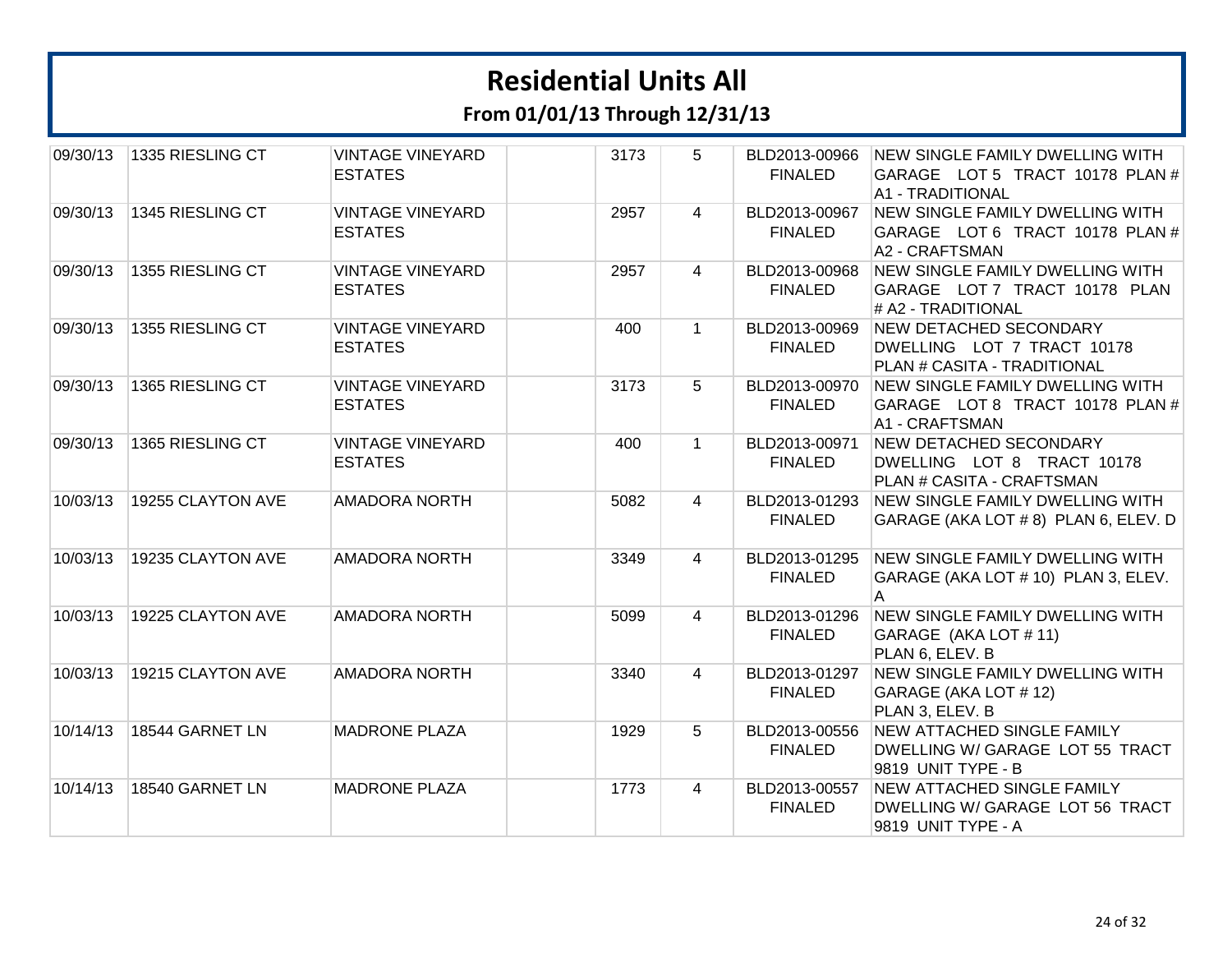# Residential Units All

## From 01/01/13 Through 12/31/13

| | | | | | | | |
|---|---|---|---|---|---|---|---|
| 09/30/13 | 1335 RIESLING CT | VINTAGE VINEYARD ESTATES | | 3173 | 5 | BLD2013-00966 FINALED | NEW SINGLE FAMILY DWELLING WITH GARAGE LOT 5 TRACT 10178 PLAN # A1 - TRADITIONAL |
| 09/30/13 | 1345 RIESLING CT | VINTAGE VINEYARD ESTATES | | 2957 | 4 | BLD2013-00967 FINALED | NEW SINGLE FAMILY DWELLING WITH GARAGE LOT 6 TRACT 10178 PLAN # A2 - CRAFTSMAN |
| 09/30/13 | 1355 RIESLING CT | VINTAGE VINEYARD ESTATES | | 2957 | 4 | BLD2013-00968 FINALED | NEW SINGLE FAMILY DWELLING WITH GARAGE LOT 7 TRACT 10178 PLAN # A2 - TRADITIONAL |
| 09/30/13 | 1355 RIESLING CT | VINTAGE VINEYARD ESTATES | | 400 | 1 | BLD2013-00969 FINALED | NEW DETACHED SECONDARY DWELLING LOT 7 TRACT 10178 PLAN # CASITA - TRADITIONAL |
| 09/30/13 | 1365 RIESLING CT | VINTAGE VINEYARD ESTATES | | 3173 | 5 | BLD2013-00970 FINALED | NEW SINGLE FAMILY DWELLING WITH GARAGE LOT 8 TRACT 10178 PLAN # A1 - CRAFTSMAN |
| 09/30/13 | 1365 RIESLING CT | VINTAGE VINEYARD ESTATES | | 400 | 1 | BLD2013-00971 FINALED | NEW DETACHED SECONDARY DWELLING LOT 8 TRACT 10178 PLAN # CASITA - CRAFTSMAN |
| 10/03/13 | 19255 CLAYTON AVE | AMADORA NORTH | | 5082 | 4 | BLD2013-01293 FINALED | NEW SINGLE FAMILY DWELLING WITH GARAGE (AKA LOT # 8) PLAN 6, ELEV. D |
| 10/03/13 | 19235 CLAYTON AVE | AMADORA NORTH | | 3349 | 4 | BLD2013-01295 FINALED | NEW SINGLE FAMILY DWELLING WITH GARAGE (AKA LOT # 10) PLAN 3, ELEV. A |
| 10/03/13 | 19225 CLAYTON AVE | AMADORA NORTH | | 5099 | 4 | BLD2013-01296 FINALED | NEW SINGLE FAMILY DWELLING WITH GARAGE (AKA LOT # 11) PLAN 6, ELEV. B |
| 10/03/13 | 19215 CLAYTON AVE | AMADORA NORTH | | 3340 | 4 | BLD2013-01297 FINALED | NEW SINGLE FAMILY DWELLING WITH GARAGE (AKA LOT # 12) PLAN 3, ELEV. B |
| 10/14/13 | 18544 GARNET LN | MADRONE PLAZA | | 1929 | 5 | BLD2013-00556 FINALED | NEW ATTACHED SINGLE FAMILY DWELLING W/ GARAGE LOT 55 TRACT 9819 UNIT TYPE - B |
| 10/14/13 | 18540 GARNET LN | MADRONE PLAZA | | 1773 | 4 | BLD2013-00557 FINALED | NEW ATTACHED SINGLE FAMILY DWELLING W/ GARAGE LOT 56 TRACT 9819 UNIT TYPE - A |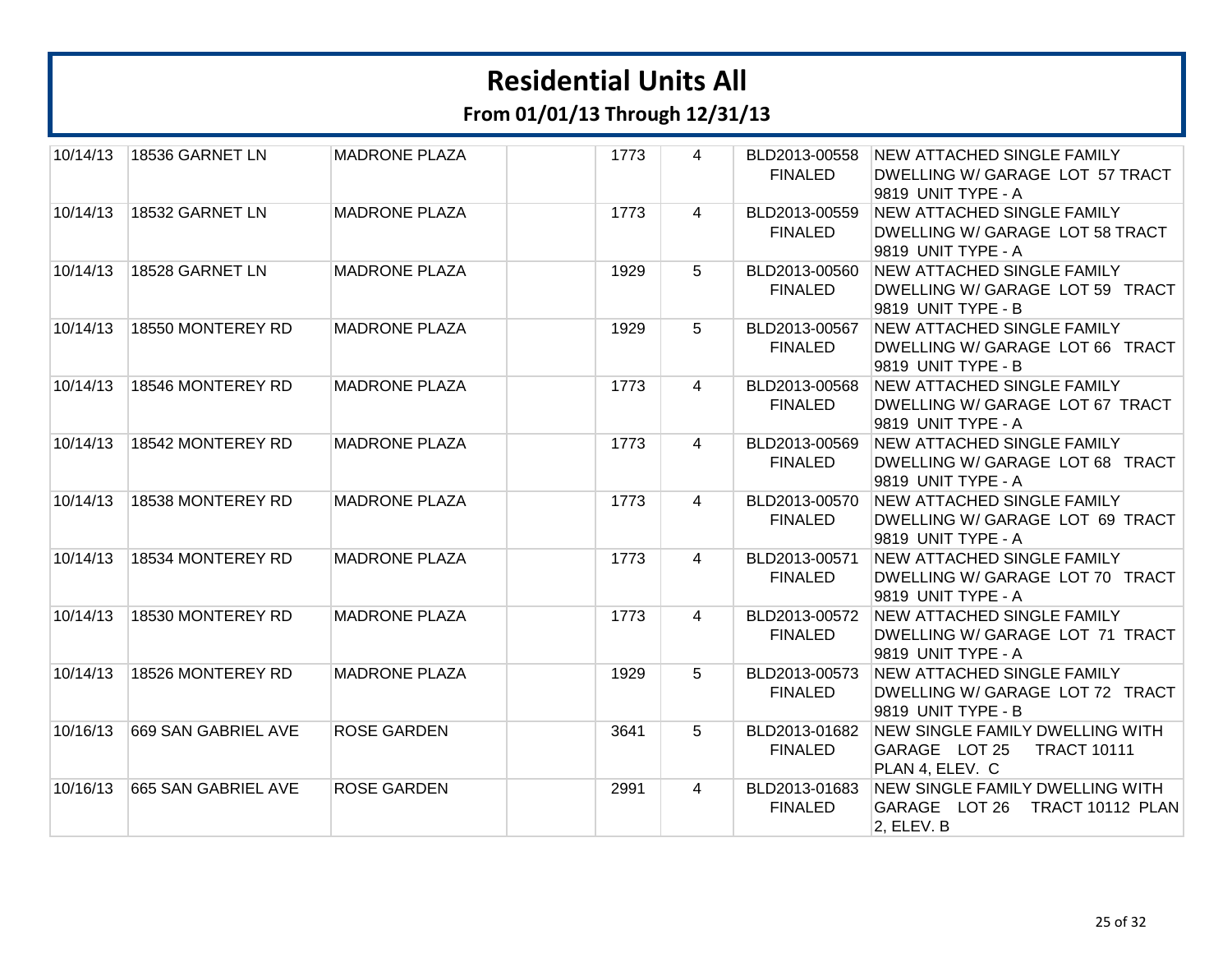# Residential Units All

## From 01/01/13 Through 12/31/13

| | | | | | | | |
|---|---|---|---|---|---|---|---|
| 10/14/13 | 18536 GARNET LN | MADRONE PLAZA | | 1773 | 4 | BLD2013-00558 FINALED | NEW ATTACHED SINGLE FAMILY DWELLING W/ GARAGE LOT 57 TRACT 9819 UNIT TYPE - A |
| 10/14/13 | 18532 GARNET LN | MADRONE PLAZA | | 1773 | 4 | BLD2013-00559 FINALED | NEW ATTACHED SINGLE FAMILY DWELLING W/ GARAGE LOT 58 TRACT 9819 UNIT TYPE - A |
| 10/14/13 | 18528 GARNET LN | MADRONE PLAZA | | 1929 | 5 | BLD2013-00560 FINALED | NEW ATTACHED SINGLE FAMILY DWELLING W/ GARAGE LOT 59 TRACT 9819 UNIT TYPE - B |
| 10/14/13 | 18550 MONTEREY RD | MADRONE PLAZA | | 1929 | 5 | BLD2013-00567 FINALED | NEW ATTACHED SINGLE FAMILY DWELLING W/ GARAGE LOT 66 TRACT 9819 UNIT TYPE - B |
| 10/14/13 | 18546 MONTEREY RD | MADRONE PLAZA | | 1773 | 4 | BLD2013-00568 FINALED | NEW ATTACHED SINGLE FAMILY DWELLING W/ GARAGE LOT 67 TRACT 9819 UNIT TYPE - A |
| 10/14/13 | 18542 MONTEREY RD | MADRONE PLAZA | | 1773 | 4 | BLD2013-00569 FINALED | NEW ATTACHED SINGLE FAMILY DWELLING W/ GARAGE LOT 68 TRACT 9819 UNIT TYPE - A |
| 10/14/13 | 18538 MONTEREY RD | MADRONE PLAZA | | 1773 | 4 | BLD2013-00570 FINALED | NEW ATTACHED SINGLE FAMILY DWELLING W/ GARAGE LOT 69 TRACT 9819 UNIT TYPE - A |
| 10/14/13 | 18534 MONTEREY RD | MADRONE PLAZA | | 1773 | 4 | BLD2013-00571 FINALED | NEW ATTACHED SINGLE FAMILY DWELLING W/ GARAGE LOT 70 TRACT 9819 UNIT TYPE - A |
| 10/14/13 | 18530 MONTEREY RD | MADRONE PLAZA | | 1773 | 4 | BLD2013-00572 FINALED | NEW ATTACHED SINGLE FAMILY DWELLING W/ GARAGE LOT 71 TRACT 9819 UNIT TYPE - A |
| 10/14/13 | 18526 MONTEREY RD | MADRONE PLAZA | | 1929 | 5 | BLD2013-00573 FINALED | NEW ATTACHED SINGLE FAMILY DWELLING W/ GARAGE LOT 72 TRACT 9819 UNIT TYPE - B |
| 10/16/13 | 669 SAN GABRIEL AVE | ROSE GARDEN | | 3641 | 5 | BLD2013-01682 FINALED | NEW SINGLE FAMILY DWELLING WITH GARAGE LOT 25 TRACT 10111 PLAN 4, ELEV. C |
| 10/16/13 | 665 SAN GABRIEL AVE | ROSE GARDEN | | 2991 | 4 | BLD2013-01683 FINALED | NEW SINGLE FAMILY DWELLING WITH GARAGE LOT 26 TRACT 10112 PLAN 2, ELEV. B |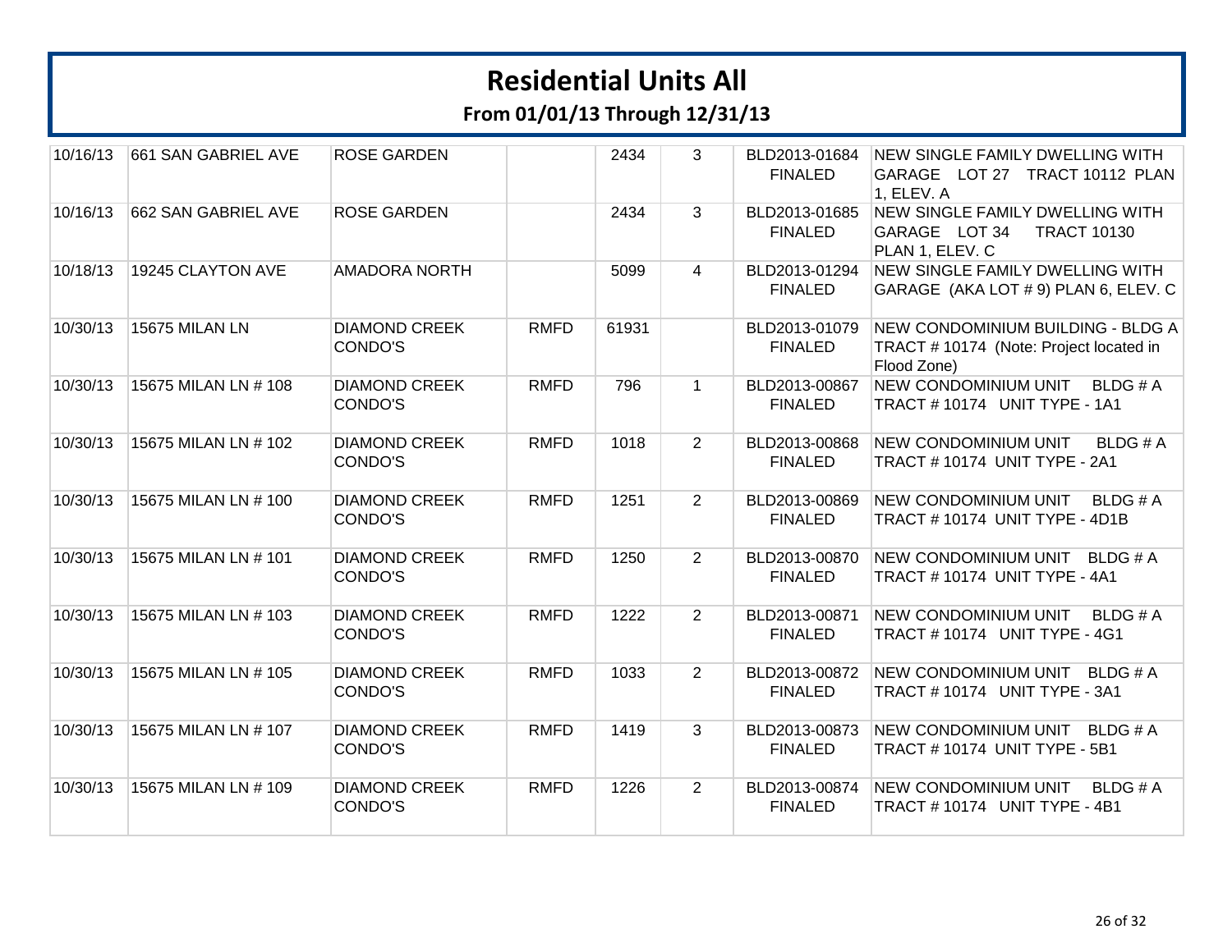# Residential Units All

## From 01/01/13 Through 12/31/13

| | | | | | | | |
|---|---|---|---|---|---|---|---|
| 10/16/13 | 661 SAN GABRIEL AVE | ROSE GARDEN | | 2434 | 3 | BLD2013-01684 FINALED | NEW SINGLE FAMILY DWELLING WITH GARAGE LOT 27 TRACT 10112 PLAN 1, ELEV. A |
| 10/16/13 | 662 SAN GABRIEL AVE | ROSE GARDEN | | 2434 | 3 | BLD2013-01685 FINALED | NEW SINGLE FAMILY DWELLING WITH GARAGE LOT 34 TRACT 10130 PLAN 1, ELEV. C |
| 10/18/13 | 19245 CLAYTON AVE | AMADORA NORTH | | 5099 | 4 | BLD2013-01294 FINALED | NEW SINGLE FAMILY DWELLING WITH GARAGE (AKA LOT # 9) PLAN 6, ELEV. C |
| 10/30/13 | 15675 MILAN LN | DIAMOND CREEK CONDO'S | RMFD | 61931 | | BLD2013-01079 FINALED | NEW CONDOMINIUM BUILDING - BLDG A TRACT # 10174 (Note: Project located in Flood Zone) |
| 10/30/13 | 15675 MILAN LN # 108 | DIAMOND CREEK CONDO'S | RMFD | 796 | 1 | BLD2013-00867 FINALED | NEW CONDOMINIUM UNIT BLDG # A TRACT # 10174 UNIT TYPE - 1A1 |
| 10/30/13 | 15675 MILAN LN # 102 | DIAMOND CREEK CONDO'S | RMFD | 1018 | 2 | BLD2013-00868 FINALED | NEW CONDOMINIUM UNIT BLDG # A TRACT # 10174 UNIT TYPE - 2A1 |
| 10/30/13 | 15675 MILAN LN # 100 | DIAMOND CREEK CONDO'S | RMFD | 1251 | 2 | BLD2013-00869 FINALED | NEW CONDOMINIUM UNIT BLDG # A TRACT # 10174 UNIT TYPE - 4D1B |
| 10/30/13 | 15675 MILAN LN # 101 | DIAMOND CREEK CONDO'S | RMFD | 1250 | 2 | BLD2013-00870 FINALED | NEW CONDOMINIUM UNIT BLDG # A TRACT # 10174 UNIT TYPE - 4A1 |
| 10/30/13 | 15675 MILAN LN # 103 | DIAMOND CREEK CONDO'S | RMFD | 1222 | 2 | BLD2013-00871 FINALED | NEW CONDOMINIUM UNIT BLDG # A TRACT # 10174 UNIT TYPE - 4G1 |
| 10/30/13 | 15675 MILAN LN # 105 | DIAMOND CREEK CONDO'S | RMFD | 1033 | 2 | BLD2013-00872 FINALED | NEW CONDOMINIUM UNIT BLDG # A TRACT # 10174 UNIT TYPE - 3A1 |
| 10/30/13 | 15675 MILAN LN # 107 | DIAMOND CREEK CONDO'S | RMFD | 1419 | 3 | BLD2013-00873 FINALED | NEW CONDOMINIUM UNIT BLDG # A TRACT # 10174 UNIT TYPE - 5B1 |
| 10/30/13 | 15675 MILAN LN # 109 | DIAMOND CREEK CONDO'S | RMFD | 1226 | 2 | BLD2013-00874 FINALED | NEW CONDOMINIUM UNIT BLDG # A TRACT # 10174 UNIT TYPE - 4B1 |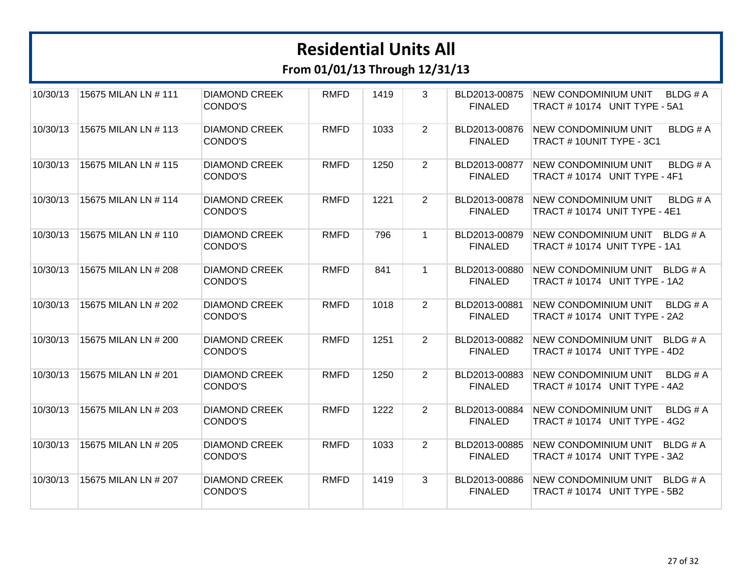# Residential Units All

## From 01/01/13 Through 12/31/13

| | | | | | | | |
|---|---|---|---|---|---|---|---|
| 10/30/13 | 15675 MILAN LN # 111 | DIAMOND CREEK CONDO'S | RMFD | 1419 | 3 | BLD2013-00875 FINALED | NEW CONDOMINIUM UNIT BLDG # A TRACT # 10174 UNIT TYPE - 5A1 |
| 10/30/13 | 15675 MILAN LN # 113 | DIAMOND CREEK CONDO'S | RMFD | 1033 | 2 | BLD2013-00876 FINALED | NEW CONDOMINIUM UNIT BLDG # A TRACT # 10UNIT TYPE - 3C1 |
| 10/30/13 | 15675 MILAN LN # 115 | DIAMOND CREEK CONDO'S | RMFD | 1250 | 2 | BLD2013-00877 FINALED | NEW CONDOMINIUM UNIT BLDG # A TRACT # 10174 UNIT TYPE - 4F1 |
| 10/30/13 | 15675 MILAN LN # 114 | DIAMOND CREEK CONDO'S | RMFD | 1221 | 2 | BLD2013-00878 FINALED | NEW CONDOMINIUM UNIT BLDG # A TRACT # 10174 UNIT TYPE - 4E1 |
| 10/30/13 | 15675 MILAN LN # 110 | DIAMOND CREEK CONDO'S | RMFD | 796 | 1 | BLD2013-00879 FINALED | NEW CONDOMINIUM UNIT BLDG # A TRACT # 10174 UNIT TYPE - 1A1 |
| 10/30/13 | 15675 MILAN LN # 208 | DIAMOND CREEK CONDO'S | RMFD | 841 | 1 | BLD2013-00880 FINALED | NEW CONDOMINIUM UNIT BLDG # A TRACT # 10174 UNIT TYPE - 1A2 |
| 10/30/13 | 15675 MILAN LN # 202 | DIAMOND CREEK CONDO'S | RMFD | 1018 | 2 | BLD2013-00881 FINALED | NEW CONDOMINIUM UNIT BLDG # A TRACT # 10174 UNIT TYPE - 2A2 |
| 10/30/13 | 15675 MILAN LN # 200 | DIAMOND CREEK CONDO'S | RMFD | 1251 | 2 | BLD2013-00882 FINALED | NEW CONDOMINIUM UNIT BLDG # A TRACT # 10174 UNIT TYPE - 4D2 |
| 10/30/13 | 15675 MILAN LN # 201 | DIAMOND CREEK CONDO'S | RMFD | 1250 | 2 | BLD2013-00883 FINALED | NEW CONDOMINIUM UNIT BLDG # A TRACT # 10174 UNIT TYPE - 4A2 |
| 10/30/13 | 15675 MILAN LN # 203 | DIAMOND CREEK CONDO'S | RMFD | 1222 | 2 | BLD2013-00884 FINALED | NEW CONDOMINIUM UNIT BLDG # A TRACT # 10174 UNIT TYPE - 4G2 |
| 10/30/13 | 15675 MILAN LN # 205 | DIAMOND CREEK CONDO'S | RMFD | 1033 | 2 | BLD2013-00885 FINALED | NEW CONDOMINIUM UNIT BLDG # A TRACT # 10174 UNIT TYPE - 3A2 |
| 10/30/13 | 15675 MILAN LN # 207 | DIAMOND CREEK CONDO'S | RMFD | 1419 | 3 | BLD2013-00886 FINALED | NEW CONDOMINIUM UNIT BLDG # A TRACT # 10174 UNIT TYPE - 5B2 |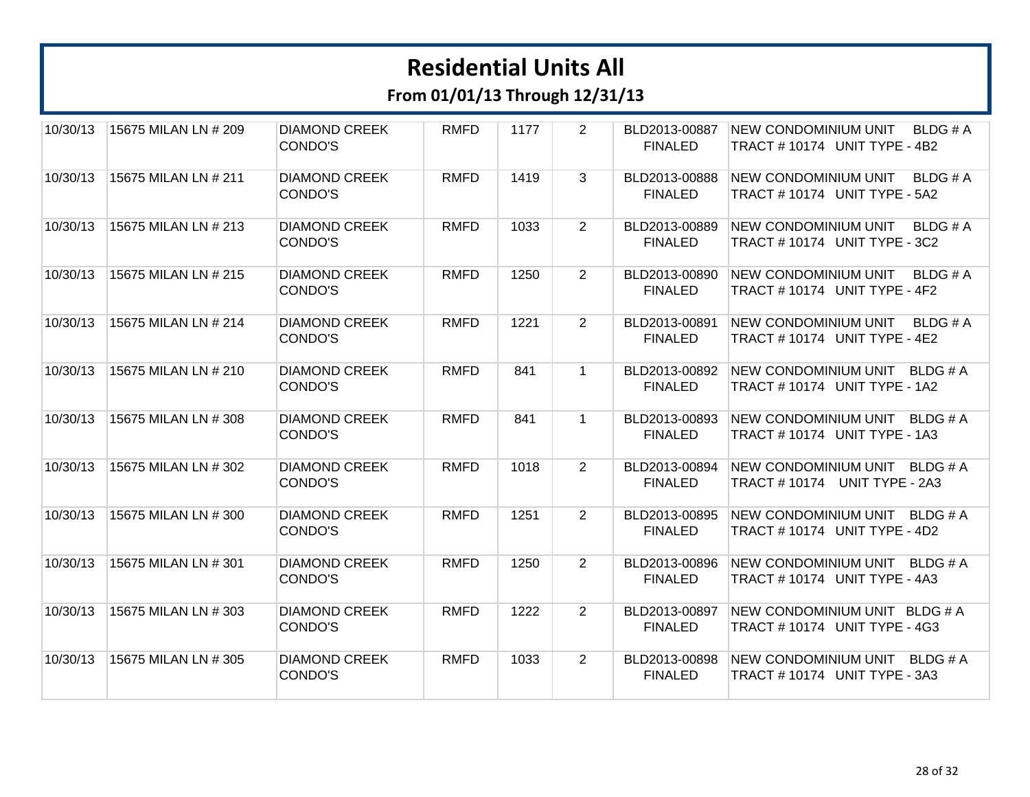# Residential Units All

## From 01/01/13 Through 12/31/13

| | | | | | | | |
|---|---|---|---|---|---|---|---|
| 10/30/13 | 15675 MILAN LN # 209 | DIAMOND CREEK CONDO'S | RMFD | 1177 | 2 | BLD2013-00887 FINALED | NEW CONDOMINIUM UNIT BLDG # A TRACT # 10174 UNIT TYPE - 4B2 |
| 10/30/13 | 15675 MILAN LN # 211 | DIAMOND CREEK CONDO'S | RMFD | 1419 | 3 | BLD2013-00888 FINALED | NEW CONDOMINIUM UNIT BLDG # A TRACT # 10174 UNIT TYPE - 5A2 |
| 10/30/13 | 15675 MILAN LN # 213 | DIAMOND CREEK CONDO'S | RMFD | 1033 | 2 | BLD2013-00889 FINALED | NEW CONDOMINIUM UNIT BLDG # A TRACT # 10174 UNIT TYPE - 3C2 |
| 10/30/13 | 15675 MILAN LN # 215 | DIAMOND CREEK CONDO'S | RMFD | 1250 | 2 | BLD2013-00890 FINALED | NEW CONDOMINIUM UNIT BLDG # A TRACT # 10174 UNIT TYPE - 4F2 |
| 10/30/13 | 15675 MILAN LN # 214 | DIAMOND CREEK CONDO'S | RMFD | 1221 | 2 | BLD2013-00891 FINALED | NEW CONDOMINIUM UNIT BLDG # A TRACT # 10174 UNIT TYPE - 4E2 |
| 10/30/13 | 15675 MILAN LN # 210 | DIAMOND CREEK CONDO'S | RMFD | 841 | 1 | BLD2013-00892 FINALED | NEW CONDOMINIUM UNIT BLDG # A TRACT # 10174 UNIT TYPE - 1A2 |
| 10/30/13 | 15675 MILAN LN # 308 | DIAMOND CREEK CONDO'S | RMFD | 841 | 1 | BLD2013-00893 FINALED | NEW CONDOMINIUM UNIT BLDG # A TRACT # 10174 UNIT TYPE - 1A3 |
| 10/30/13 | 15675 MILAN LN # 302 | DIAMOND CREEK CONDO'S | RMFD | 1018 | 2 | BLD2013-00894 FINALED | NEW CONDOMINIUM UNIT BLDG # A TRACT # 10174 UNIT TYPE - 2A3 |
| 10/30/13 | 15675 MILAN LN # 300 | DIAMOND CREEK CONDO'S | RMFD | 1251 | 2 | BLD2013-00895 FINALED | NEW CONDOMINIUM UNIT BLDG # A TRACT # 10174 UNIT TYPE - 4D2 |
| 10/30/13 | 15675 MILAN LN # 301 | DIAMOND CREEK CONDO'S | RMFD | 1250 | 2 | BLD2013-00896 FINALED | NEW CONDOMINIUM UNIT BLDG # A TRACT # 10174 UNIT TYPE - 4A3 |
| 10/30/13 | 15675 MILAN LN # 303 | DIAMOND CREEK CONDO'S | RMFD | 1222 | 2 | BLD2013-00897 FINALED | NEW CONDOMINIUM UNIT BLDG # A TRACT # 10174 UNIT TYPE - 4G3 |
| 10/30/13 | 15675 MILAN LN # 305 | DIAMOND CREEK CONDO'S | RMFD | 1033 | 2 | BLD2013-00898 FINALED | NEW CONDOMINIUM UNIT BLDG # A TRACT # 10174 UNIT TYPE - 3A3 |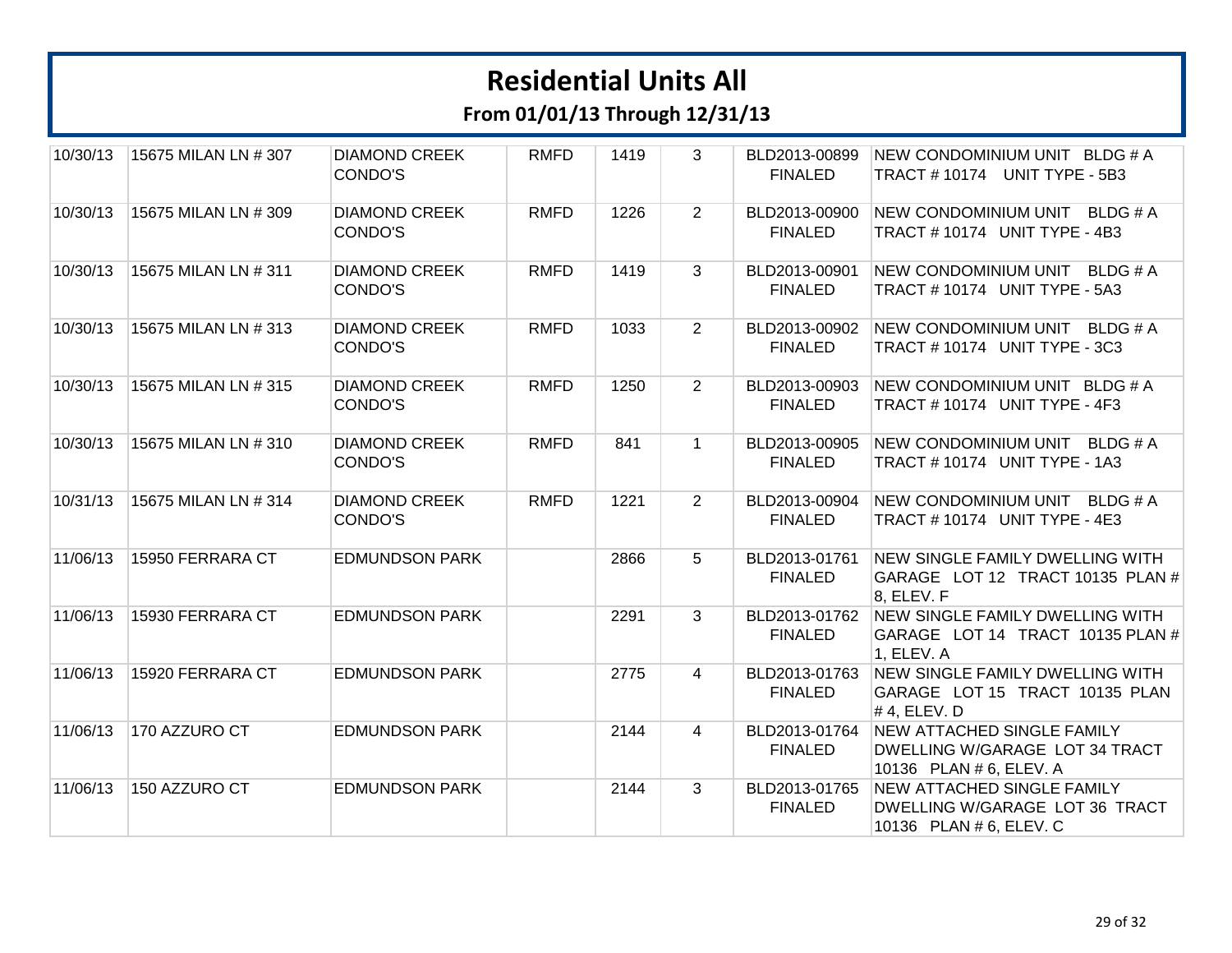# Residential Units All

## From 01/01/13 Through 12/31/13

| | | | | | | | |
|---|---|---|---|---|---|---|---|
| 10/30/13 | 15675 MILAN LN # 307 | DIAMOND CREEK CONDO'S | RMFD | 1419 | 3 | BLD2013-00899 FINALED | NEW CONDOMINIUM UNIT BLDG # A TRACT # 10174 UNIT TYPE - 5B3 |
| 10/30/13 | 15675 MILAN LN # 309 | DIAMOND CREEK CONDO'S | RMFD | 1226 | 2 | BLD2013-00900 FINALED | NEW CONDOMINIUM UNIT BLDG # A TRACT # 10174 UNIT TYPE - 4B3 |
| 10/30/13 | 15675 MILAN LN # 311 | DIAMOND CREEK CONDO'S | RMFD | 1419 | 3 | BLD2013-00901 FINALED | NEW CONDOMINIUM UNIT BLDG # A TRACT # 10174 UNIT TYPE - 5A3 |
| 10/30/13 | 15675 MILAN LN # 313 | DIAMOND CREEK CONDO'S | RMFD | 1033 | 2 | BLD2013-00902 FINALED | NEW CONDOMINIUM UNIT BLDG # A TRACT # 10174 UNIT TYPE - 3C3 |
| 10/30/13 | 15675 MILAN LN # 315 | DIAMOND CREEK CONDO'S | RMFD | 1250 | 2 | BLD2013-00903 FINALED | NEW CONDOMINIUM UNIT BLDG # A TRACT # 10174 UNIT TYPE - 4F3 |
| 10/30/13 | 15675 MILAN LN # 310 | DIAMOND CREEK CONDO'S | RMFD | 841 | 1 | BLD2013-00905 FINALED | NEW CONDOMINIUM UNIT BLDG # A TRACT # 10174 UNIT TYPE - 1A3 |
| 10/31/13 | 15675 MILAN LN # 314 | DIAMOND CREEK CONDO'S | RMFD | 1221 | 2 | BLD2013-00904 FINALED | NEW CONDOMINIUM UNIT BLDG # A TRACT # 10174 UNIT TYPE - 4E3 |
| 11/06/13 | 15950 FERRARA CT | EDMUNDSON PARK | | 2866 | 5 | BLD2013-01761 FINALED | NEW SINGLE FAMILY DWELLING WITH GARAGE LOT 12 TRACT 10135 PLAN # 8, ELEV. F |
| 11/06/13 | 15930 FERRARA CT | EDMUNDSON PARK | | 2291 | 3 | BLD2013-01762 FINALED | NEW SINGLE FAMILY DWELLING WITH GARAGE LOT 14 TRACT 10135 PLAN # 1, ELEV. A |
| 11/06/13 | 15920 FERRARA CT | EDMUNDSON PARK | | 2775 | 4 | BLD2013-01763 FINALED | NEW SINGLE FAMILY DWELLING WITH GARAGE LOT 15 TRACT 10135 PLAN # 4, ELEV. D |
| 11/06/13 | 170 AZZURO CT | EDMUNDSON PARK | | 2144 | 4 | BLD2013-01764 FINALED | NEW ATTACHED SINGLE FAMILY DWELLING W/GARAGE LOT 34 TRACT 10136 PLAN # 6, ELEV. A |
| 11/06/13 | 150 AZZURO CT | EDMUNDSON PARK | | 2144 | 3 | BLD2013-01765 FINALED | NEW ATTACHED SINGLE FAMILY DWELLING W/GARAGE LOT 36 TRACT 10136 PLAN # 6, ELEV. C |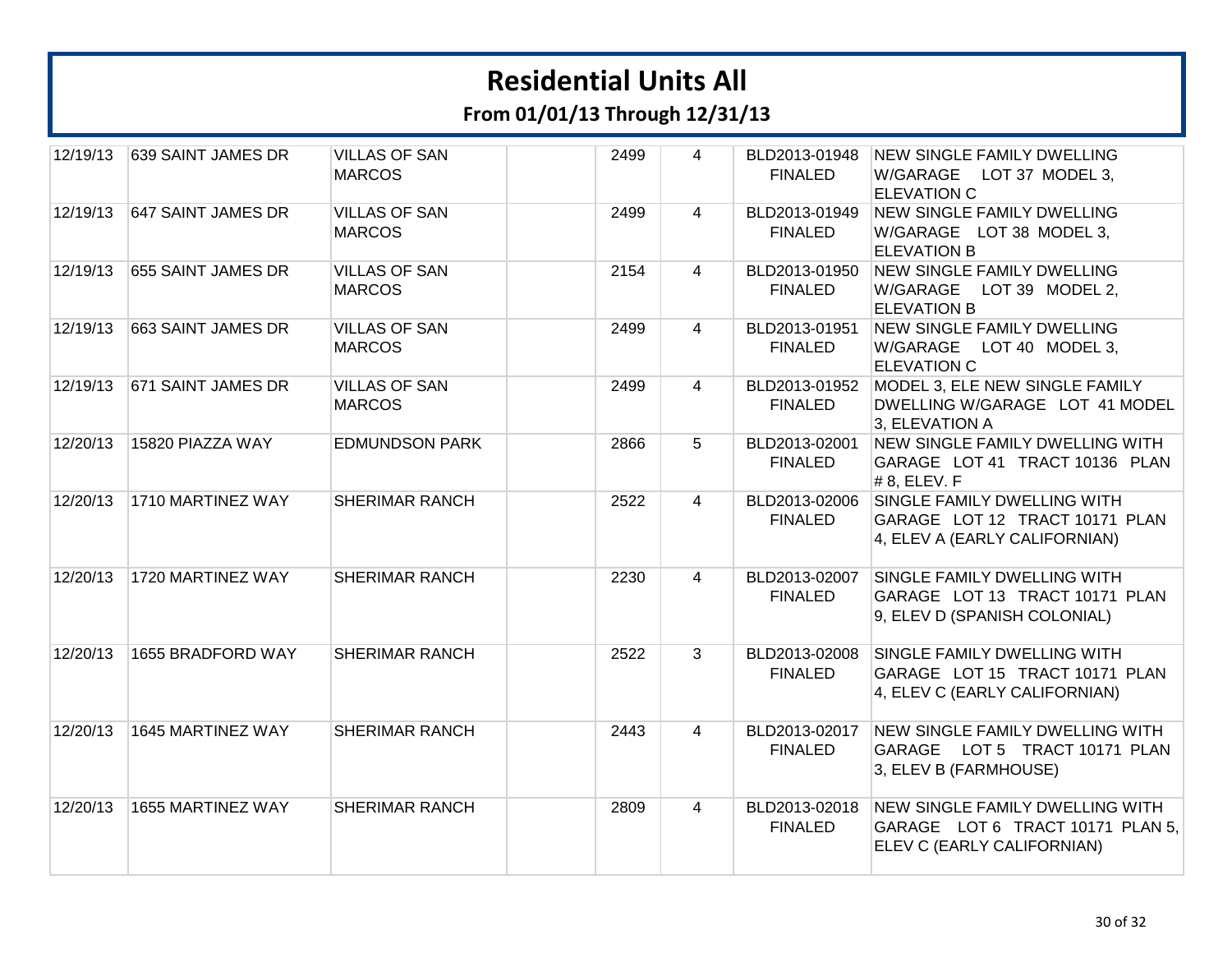# Residential Units All

## From 01/01/13 Through 12/31/13

| | | | | | | | |
|---|---|---|---|---|---|---|---|
| 12/19/13 | 639 SAINT JAMES DR | VILLAS OF SAN MARCOS | | 2499 | 4 | BLD2013-01948 FINALED | NEW SINGLE FAMILY DWELLING W/GARAGE LOT 37 MODEL 3, ELEVATION C |
| 12/19/13 | 647 SAINT JAMES DR | VILLAS OF SAN MARCOS | | 2499 | 4 | BLD2013-01949 FINALED | NEW SINGLE FAMILY DWELLING W/GARAGE LOT 38 MODEL 3, ELEVATION B |
| 12/19/13 | 655 SAINT JAMES DR | VILLAS OF SAN MARCOS | | 2154 | 4 | BLD2013-01950 FINALED | NEW SINGLE FAMILY DWELLING W/GARAGE LOT 39 MODEL 2, ELEVATION B |
| 12/19/13 | 663 SAINT JAMES DR | VILLAS OF SAN MARCOS | | 2499 | 4 | BLD2013-01951 FINALED | NEW SINGLE FAMILY DWELLING W/GARAGE LOT 40 MODEL 3, ELEVATION C |
| 12/19/13 | 671 SAINT JAMES DR | VILLAS OF SAN MARCOS | | 2499 | 4 | BLD2013-01952 FINALED | MODEL 3, ELE NEW SINGLE FAMILY DWELLING W/GARAGE LOT 41 MODEL 3, ELEVATION A |
| 12/20/13 | 15820 PIAZZA WAY | EDMUNDSON PARK | | 2866 | 5 | BLD2013-02001 FINALED | NEW SINGLE FAMILY DWELLING WITH GARAGE LOT 41 TRACT 10136 PLAN # 8, ELEV. F |
| 12/20/13 | 1710 MARTINEZ WAY | SHERIMAR RANCH | | 2522 | 4 | BLD2013-02006 FINALED | SINGLE FAMILY DWELLING WITH GARAGE LOT 12 TRACT 10171 PLAN 4, ELEV A (EARLY CALIFORNIAN) |
| 12/20/13 | 1720 MARTINEZ WAY | SHERIMAR RANCH | | 2230 | 4 | BLD2013-02007 FINALED | SINGLE FAMILY DWELLING WITH GARAGE LOT 13 TRACT 10171 PLAN 9, ELEV D (SPANISH COLONIAL) |
| 12/20/13 | 1655 BRADFORD WAY | SHERIMAR RANCH | | 2522 | 3 | BLD2013-02008 FINALED | SINGLE FAMILY DWELLING WITH GARAGE LOT 15 TRACT 10171 PLAN 4, ELEV C (EARLY CALIFORNIAN) |
| 12/20/13 | 1645 MARTINEZ WAY | SHERIMAR RANCH | | 2443 | 4 | BLD2013-02017 FINALED | NEW SINGLE FAMILY DWELLING WITH GARAGE LOT 5 TRACT 10171 PLAN 3, ELEV B (FARMHOUSE) |
| 12/20/13 | 1655 MARTINEZ WAY | SHERIMAR RANCH | | 2809 | 4 | BLD2013-02018 FINALED | NEW SINGLE FAMILY DWELLING WITH GARAGE LOT 6 TRACT 10171 PLAN 5, ELEV C (EARLY CALIFORNIAN) |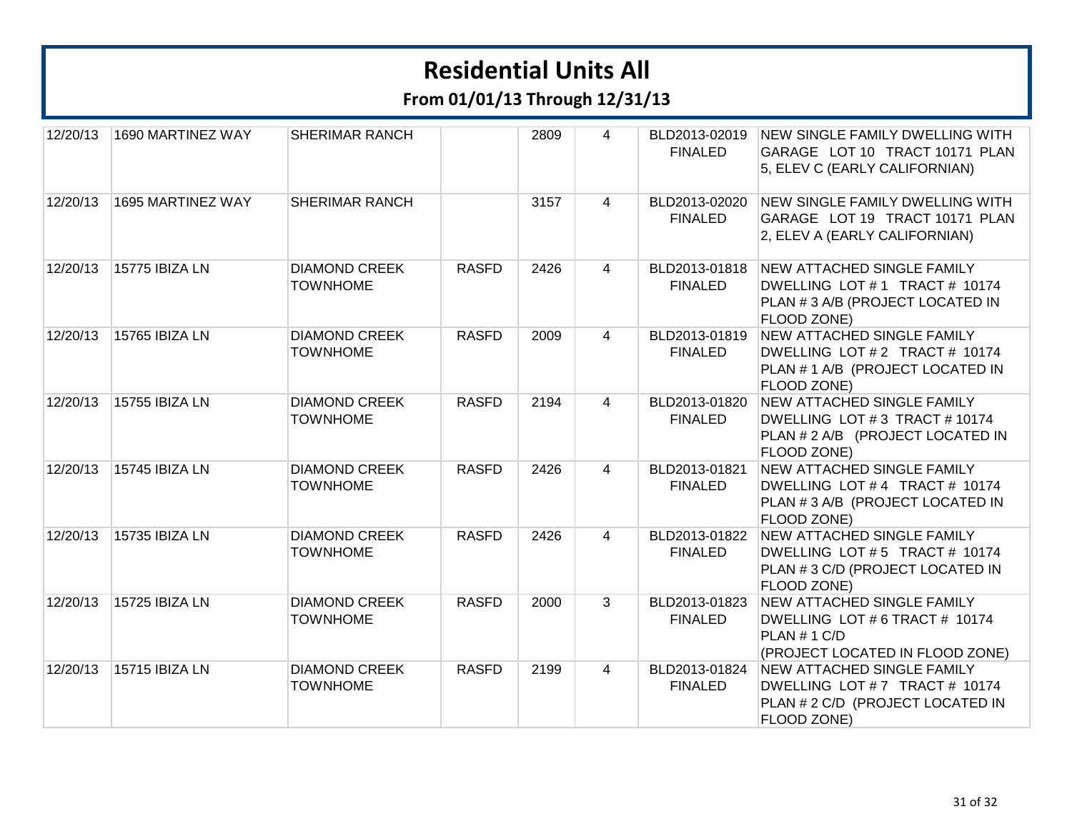# Residential Units All

## From 01/01/13 Through 12/31/13

| | | | | | | | |
|---|---|---|---|---|---|---|---|
| 12/20/13 | 1690 MARTINEZ WAY | SHERIMAR RANCH | | 2809 | 4 | BLD2013-02019 FINALED | NEW SINGLE FAMILY DWELLING WITH GARAGE LOT 10 TRACT 10171 PLAN 5, ELEV C (EARLY CALIFORNIAN) |
| 12/20/13 | 1695 MARTINEZ WAY | SHERIMAR RANCH | | 3157 | 4 | BLD2013-02020 FINALED | NEW SINGLE FAMILY DWELLING WITH GARAGE LOT 19 TRACT 10171 PLAN 2, ELEV A (EARLY CALIFORNIAN) |
| 12/20/13 | 15775 IBIZA LN | DIAMOND CREEK TOWNHOME | RASFD | 2426 | 4 | BLD2013-01818 FINALED | NEW ATTACHED SINGLE FAMILY DWELLING LOT # 1 TRACT # 10174 PLAN # 3 A/B (PROJECT LOCATED IN FLOOD ZONE) |
| 12/20/13 | 15765 IBIZA LN | DIAMOND CREEK TOWNHOME | RASFD | 2009 | 4 | BLD2013-01819 FINALED | NEW ATTACHED SINGLE FAMILY DWELLING LOT # 2 TRACT # 10174 PLAN # 1 A/B (PROJECT LOCATED IN FLOOD ZONE) |
| 12/20/13 | 15755 IBIZA LN | DIAMOND CREEK TOWNHOME | RASFD | 2194 | 4 | BLD2013-01820 FINALED | NEW ATTACHED SINGLE FAMILY DWELLING LOT # 3 TRACT # 10174 PLAN # 2 A/B (PROJECT LOCATED IN FLOOD ZONE) |
| 12/20/13 | 15745 IBIZA LN | DIAMOND CREEK TOWNHOME | RASFD | 2426 | 4 | BLD2013-01821 FINALED | NEW ATTACHED SINGLE FAMILY DWELLING LOT # 4 TRACT # 10174 PLAN # 3 A/B (PROJECT LOCATED IN FLOOD ZONE) |
| 12/20/13 | 15735 IBIZA LN | DIAMOND CREEK TOWNHOME | RASFD | 2426 | 4 | BLD2013-01822 FINALED | NEW ATTACHED SINGLE FAMILY DWELLING LOT # 5 TRACT # 10174 PLAN # 3 C/D (PROJECT LOCATED IN FLOOD ZONE) |
| 12/20/13 | 15725 IBIZA LN | DIAMOND CREEK TOWNHOME | RASFD | 2000 | 3 | BLD2013-01823 FINALED | NEW ATTACHED SINGLE FAMILY DWELLING LOT # 6 TRACT # 10174 PLAN # 1 C/D (PROJECT LOCATED IN FLOOD ZONE) |
| 12/20/13 | 15715 IBIZA LN | DIAMOND CREEK TOWNHOME | RASFD | 2199 | 4 | BLD2013-01824 FINALED | NEW ATTACHED SINGLE FAMILY DWELLING LOT # 7 TRACT # 10174 PLAN # 2 C/D (PROJECT LOCATED IN FLOOD ZONE) |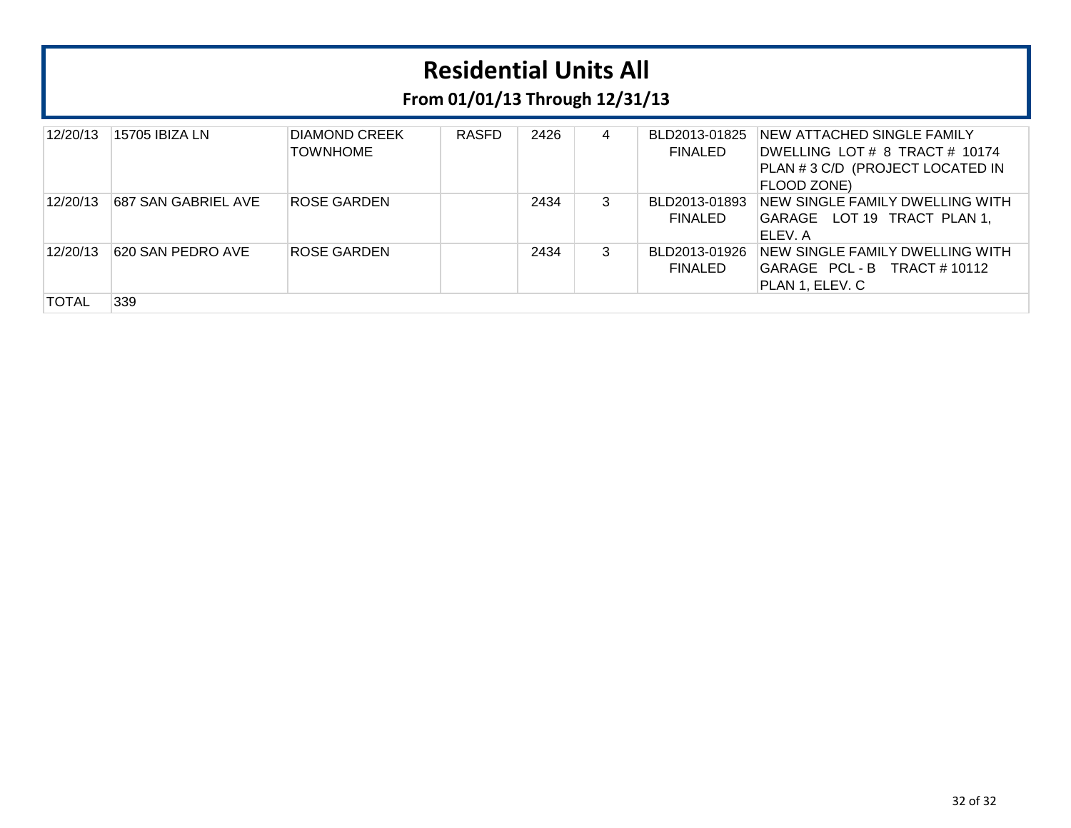# Residential Units All

## From 01/01/13 Through 12/31/13

| | | | | | | | |
|---|---|---|---|---|---|---|---|
| 12/20/13 | 15705 IBIZA LN | DIAMOND CREEK TOWNHOME | RASFD | 2426 | 4 | BLD2013-01825 FINALED | NEW ATTACHED SINGLE FAMILY DWELLING LOT # 8 TRACT # 10174 PLAN # 3 C/D (PROJECT LOCATED IN FLOOD ZONE) |
| 12/20/13 | 687 SAN GABRIEL AVE | ROSE GARDEN | | 2434 | 3 | BLD2013-01893 FINALED | NEW SINGLE FAMILY DWELLING WITH GARAGE LOT 19 TRACT PLAN 1, ELEV. A |
| 12/20/13 | 620 SAN PEDRO AVE | ROSE GARDEN | | 2434 | 3 | BLD2013-01926 FINALED | NEW SINGLE FAMILY DWELLING WITH GARAGE PCL - B TRACT # 10112 PLAN 1, ELEV. C |
| TOTAL | 339 | | | | | | |